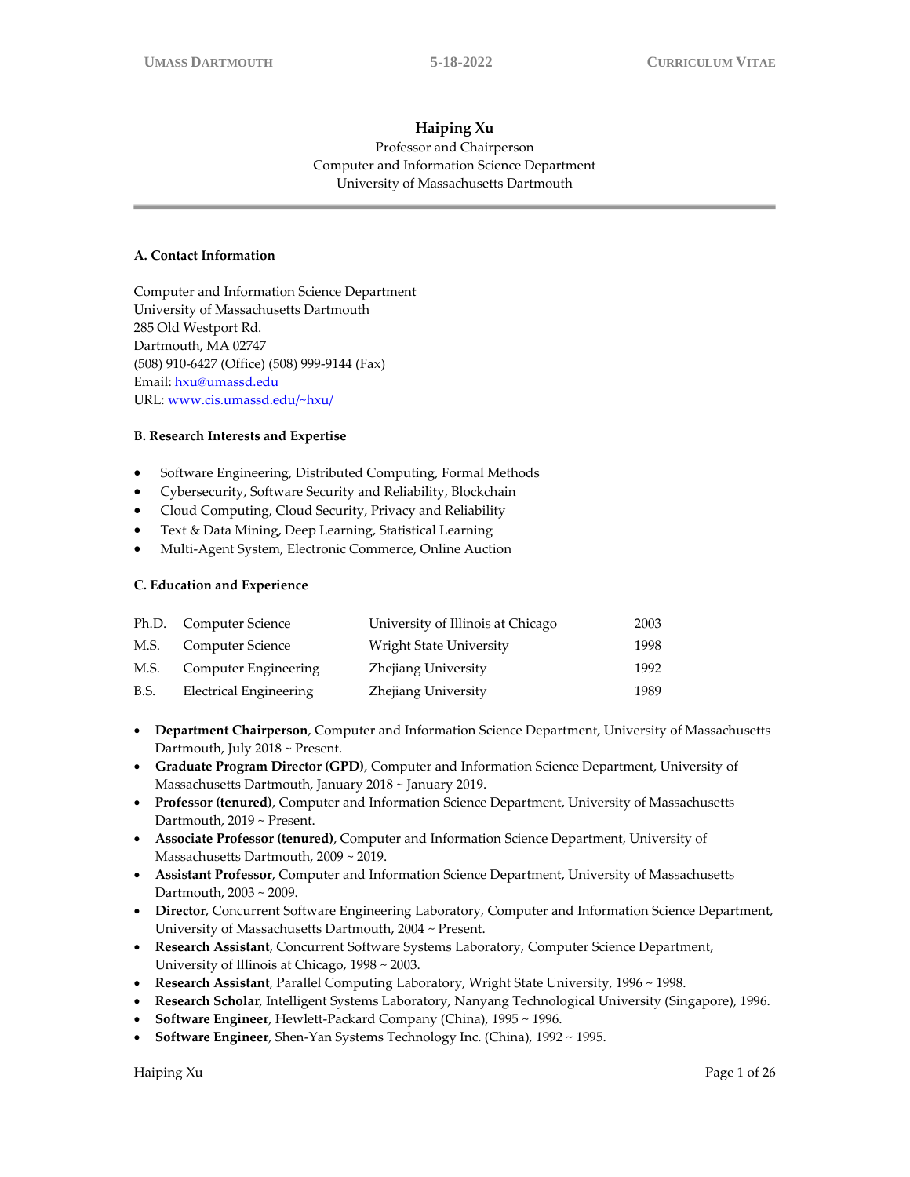# Haiping Xu

Professor and Chairperson
Computer and Information Science Department
University of Massachusetts Dartmouth

---

### A. Contact Information

Computer and Information Science Department
University of Massachusetts Dartmouth
285 Old Westport Rd.
Dartmouth, MA 02747
(508) 910-6427 (Office) (508) 999-9144 (Fax)
Email: hxu@umassd.edu
URL: www.cis.umassd.edu/~hxu/

### B. Research Interests and Expertise

- Software Engineering, Distributed Computing, Formal Methods
- Cybersecurity, Software Security and Reliability, Blockchain
- Cloud Computing, Cloud Security, Privacy and Reliability
- Text & Data Mining, Deep Learning, Statistical Learning
- Multi-Agent System, Electronic Commerce, Online Auction

### C. Education and Experience

| | | | |
|---|---|---|---|
| Ph.D. | Computer Science | University of Illinois at Chicago | 2003 |
| M.S. | Computer Science | Wright State University | 1998 |
| M.S. | Computer Engineering | Zhejiang University | 1992 |
| B.S. | Electrical Engineering | Zhejiang University | 1989 |

- **Department Chairperson**, Computer and Information Science Department, University of Massachusetts Dartmouth, July 2018 ~ Present.
- **Graduate Program Director (GPD)**, Computer and Information Science Department, University of Massachusetts Dartmouth, January 2018 ~ January 2019.
- **Professor (tenured)**, Computer and Information Science Department, University of Massachusetts Dartmouth, 2019 ~ Present.
- **Associate Professor (tenured)**, Computer and Information Science Department, University of Massachusetts Dartmouth, 2009 ~ 2019.
- **Assistant Professor**, Computer and Information Science Department, University of Massachusetts Dartmouth, 2003 ~ 2009.
- **Director**, Concurrent Software Engineering Laboratory, Computer and Information Science Department, University of Massachusetts Dartmouth, 2004 ~ Present.
- **Research Assistant**, Concurrent Software Systems Laboratory, Computer Science Department, University of Illinois at Chicago, 1998 ~ 2003.
- **Research Assistant**, Parallel Computing Laboratory, Wright State University, 1996 ~ 1998.
- **Research Scholar**, Intelligent Systems Laboratory, Nanyang Technological University (Singapore), 1996.
- **Software Engineer**, Hewlett-Packard Company (China), 1995 ~ 1996.
- **Software Engineer**, Shen-Yan Systems Technology Inc. (China), 1992 ~ 1995.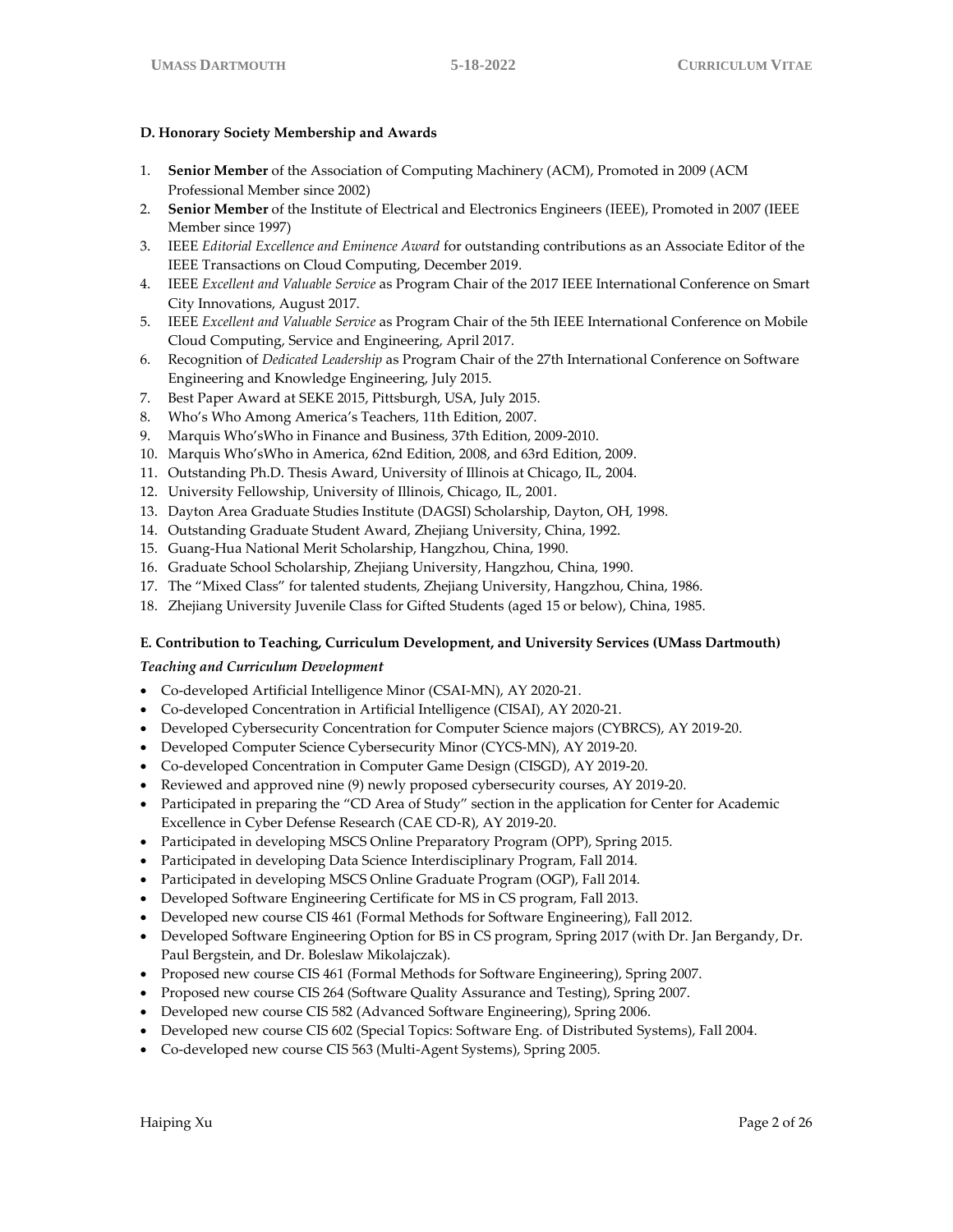### D. Honorary Society Membership and Awards

1. **Senior Member** of the Association of Computing Machinery (ACM), Promoted in 2009 (ACM Professional Member since 2002)
2. **Senior Member** of the Institute of Electrical and Electronics Engineers (IEEE), Promoted in 2007 (IEEE Member since 1997)
3. IEEE *Editorial Excellence and Eminence Award* for outstanding contributions as an Associate Editor of the IEEE Transactions on Cloud Computing, December 2019.
4. IEEE *Excellent and Valuable Service* as Program Chair of the 2017 IEEE International Conference on Smart City Innovations, August 2017.
5. IEEE *Excellent and Valuable Service* as Program Chair of the 5th IEEE International Conference on Mobile Cloud Computing, Service and Engineering, April 2017.
6. Recognition of *Dedicated Leadership* as Program Chair of the 27th International Conference on Software Engineering and Knowledge Engineering, July 2015.
7. Best Paper Award at SEKE 2015, Pittsburgh, USA, July 2015.
8. Who's Who Among America's Teachers, 11th Edition, 2007.
9. Marquis Who'sWho in Finance and Business, 37th Edition, 2009-2010.
10. Marquis Who'sWho in America, 62nd Edition, 2008, and 63rd Edition, 2009.
11. Outstanding Ph.D. Thesis Award, University of Illinois at Chicago, IL, 2004.
12. University Fellowship, University of Illinois, Chicago, IL, 2001.
13. Dayton Area Graduate Studies Institute (DAGSI) Scholarship, Dayton, OH, 1998.
14. Outstanding Graduate Student Award, Zhejiang University, China, 1992.
15. Guang-Hua National Merit Scholarship, Hangzhou, China, 1990.
16. Graduate School Scholarship, Zhejiang University, Hangzhou, China, 1990.
17. The "Mixed Class" for talented students, Zhejiang University, Hangzhou, China, 1986.
18. Zhejiang University Juvenile Class for Gifted Students (aged 15 or below), China, 1985.

### E. Contribution to Teaching, Curriculum Development, and University Services (UMass Dartmouth)

***Teaching and Curriculum Development***

- Co-developed Artificial Intelligence Minor (CSAI-MN), AY 2020-21.
- Co-developed Concentration in Artificial Intelligence (CISAI), AY 2020-21.
- Developed Cybersecurity Concentration for Computer Science majors (CYBRCS), AY 2019-20.
- Developed Computer Science Cybersecurity Minor (CYCS-MN), AY 2019-20.
- Co-developed Concentration in Computer Game Design (CISGD), AY 2019-20.
- Reviewed and approved nine (9) newly proposed cybersecurity courses, AY 2019-20.
- Participated in preparing the "CD Area of Study" section in the application for Center for Academic Excellence in Cyber Defense Research (CAE CD-R), AY 2019-20.
- Participated in developing MSCS Online Preparatory Program (OPP), Spring 2015.
- Participated in developing Data Science Interdisciplinary Program, Fall 2014.
- Participated in developing MSCS Online Graduate Program (OGP), Fall 2014.
- Developed Software Engineering Certificate for MS in CS program, Fall 2013.
- Developed new course CIS 461 (Formal Methods for Software Engineering), Fall 2012.
- Developed Software Engineering Option for BS in CS program, Spring 2017 (with Dr. Jan Bergandy, Dr. Paul Bergstein, and Dr. Boleslaw Mikolajczak).
- Proposed new course CIS 461 (Formal Methods for Software Engineering), Spring 2007.
- Proposed new course CIS 264 (Software Quality Assurance and Testing), Spring 2007.
- Developed new course CIS 582 (Advanced Software Engineering), Spring 2006.
- Developed new course CIS 602 (Special Topics: Software Eng. of Distributed Systems), Fall 2004.
- Co-developed new course CIS 563 (Multi-Agent Systems), Spring 2005.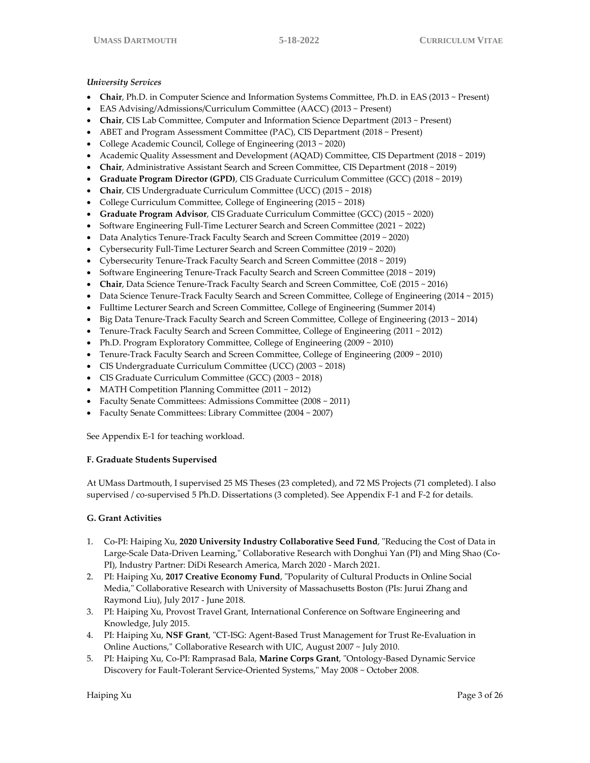*University Services*

- **Chair**, Ph.D. in Computer Science and Information Systems Committee, Ph.D. in EAS (2013 ~ Present)
- EAS Advising/Admissions/Curriculum Committee (AACC) (2013 ~ Present)
- **Chair**, CIS Lab Committee, Computer and Information Science Department (2013 ~ Present)
- ABET and Program Assessment Committee (PAC), CIS Department (2018 ~ Present)
- College Academic Council, College of Engineering (2013 ~ 2020)
- Academic Quality Assessment and Development (AQAD) Committee, CIS Department (2018 ~ 2019)
- **Chair**, Administrative Assistant Search and Screen Committee, CIS Department (2018 ~ 2019)
- **Graduate Program Director (GPD)**, CIS Graduate Curriculum Committee (GCC) (2018 ~ 2019)
- **Chair**, CIS Undergraduate Curriculum Committee (UCC) (2015 ~ 2018)
- College Curriculum Committee, College of Engineering (2015 ~ 2018)
- **Graduate Program Advisor**, CIS Graduate Curriculum Committee (GCC) (2015 ~ 2020)
- Software Engineering Full-Time Lecturer Search and Screen Committee (2021 ~ 2022)
- Data Analytics Tenure-Track Faculty Search and Screen Committee (2019 ~ 2020)
- Cybersecurity Full-Time Lecturer Search and Screen Committee (2019 ~ 2020)
- Cybersecurity Tenure-Track Faculty Search and Screen Committee (2018 ~ 2019)
- Software Engineering Tenure-Track Faculty Search and Screen Committee (2018 ~ 2019)
- **Chair**, Data Science Tenure-Track Faculty Search and Screen Committee, CoE (2015 ~ 2016)
- Data Science Tenure-Track Faculty Search and Screen Committee, College of Engineering (2014 ~ 2015)
- Fulltime Lecturer Search and Screen Committee, College of Engineering (Summer 2014)
- Big Data Tenure-Track Faculty Search and Screen Committee, College of Engineering (2013 ~ 2014)
- Tenure-Track Faculty Search and Screen Committee, College of Engineering (2011 ~ 2012)
- Ph.D. Program Exploratory Committee, College of Engineering (2009 ~ 2010)
- Tenure-Track Faculty Search and Screen Committee, College of Engineering (2009 ~ 2010)
- CIS Undergraduate Curriculum Committee (UCC) (2003 ~ 2018)
- CIS Graduate Curriculum Committee (GCC) (2003 ~ 2018)
- MATH Competition Planning Committee (2011 ~ 2012)
- Faculty Senate Committees: Admissions Committee (2008 ~ 2011)
- Faculty Senate Committees: Library Committee (2004 ~ 2007)

See Appendix E-1 for teaching workload.

**F. Graduate Students Supervised**

At UMass Dartmouth, I supervised 25 MS Theses (23 completed), and 72 MS Projects (71 completed). I also supervised / co-supervised 5 Ph.D. Dissertations (3 completed). See Appendix F-1 and F-2 for details.

**G. Grant Activities**

1. Co-PI: Haiping Xu, **2020 University Industry Collaborative Seed Fund**, "Reducing the Cost of Data in Large-Scale Data-Driven Learning," Collaborative Research with Donghui Yan (PI) and Ming Shao (Co-PI), Industry Partner: DiDi Research America, March 2020 - March 2021.
2. PI: Haiping Xu, **2017 Creative Economy Fund**, "Popularity of Cultural Products in Online Social Media," Collaborative Research with University of Massachusetts Boston (PIs: Jurui Zhang and Raymond Liu), July 2017 - June 2018.
3. PI: Haiping Xu, Provost Travel Grant, International Conference on Software Engineering and Knowledge, July 2015.
4. PI: Haiping Xu, **NSF Grant**, "CT-ISG: Agent-Based Trust Management for Trust Re-Evaluation in Online Auctions," Collaborative Research with UIC, August 2007 ~ July 2010.
5. PI: Haiping Xu, Co-PI: Ramprasad Bala, **Marine Corps Grant**, "Ontology-Based Dynamic Service Discovery for Fault-Tolerant Service-Oriented Systems," May 2008 ~ October 2008.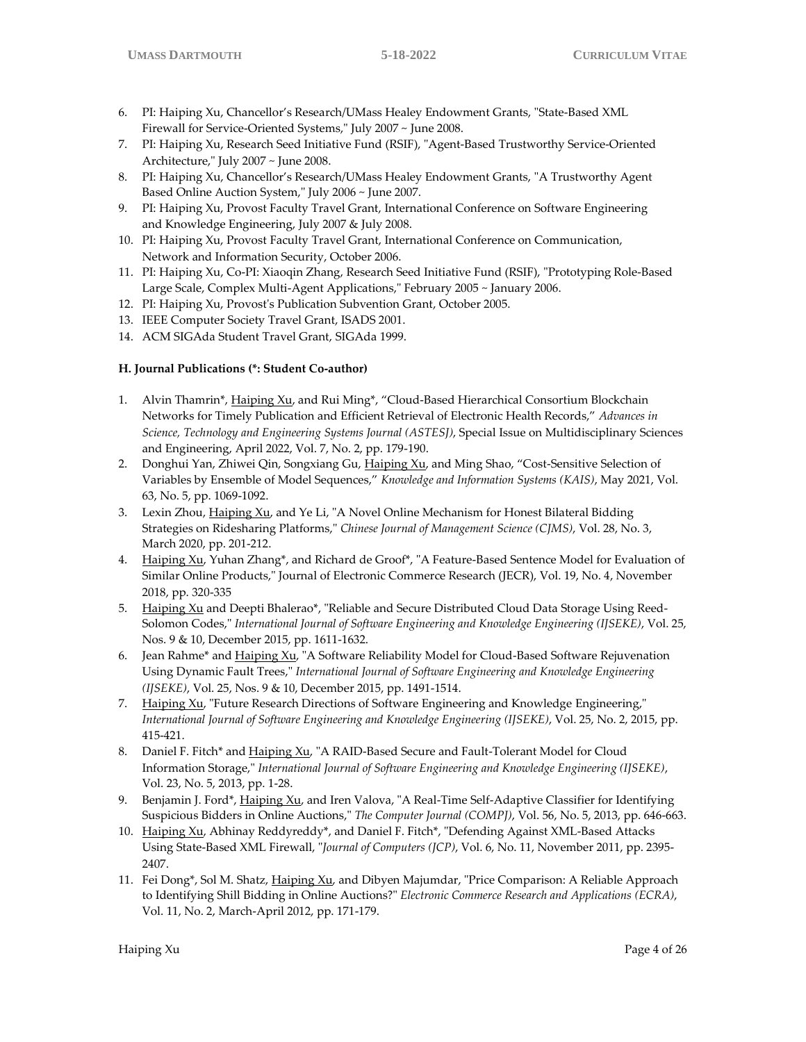6. PI: Haiping Xu, Chancellor's Research/UMass Healey Endowment Grants, "State-Based XML Firewall for Service-Oriented Systems," July 2007 ~ June 2008.
7. PI: Haiping Xu, Research Seed Initiative Fund (RSIF), "Agent-Based Trustworthy Service-Oriented Architecture," July 2007 ~ June 2008.
8. PI: Haiping Xu, Chancellor's Research/UMass Healey Endowment Grants, "A Trustworthy Agent Based Online Auction System," July 2006 ~ June 2007.
9. PI: Haiping Xu, Provost Faculty Travel Grant, International Conference on Software Engineering and Knowledge Engineering, July 2007 & July 2008.
10. PI: Haiping Xu, Provost Faculty Travel Grant, International Conference on Communication, Network and Information Security, October 2006.
11. PI: Haiping Xu, Co-PI: Xiaoqin Zhang, Research Seed Initiative Fund (RSIF), "Prototyping Role-Based Large Scale, Complex Multi-Agent Applications," February 2005 ~ January 2006.
12. PI: Haiping Xu, Provost's Publication Subvention Grant, October 2005.
13. IEEE Computer Society Travel Grant, ISADS 2001.
14. ACM SIGAda Student Travel Grant, SIGAda 1999.

**H. Journal Publications (*: Student Co-author)**

1. Alvin Thamrin*, Haiping Xu, and Rui Ming*, "Cloud-Based Hierarchical Consortium Blockchain Networks for Timely Publication and Efficient Retrieval of Electronic Health Records," *Advances in Science, Technology and Engineering Systems Journal (ASTESJ)*, Special Issue on Multidisciplinary Sciences and Engineering, April 2022, Vol. 7, No. 2, pp. 179-190.
2. Donghui Yan, Zhiwei Qin, Songxiang Gu, Haiping Xu, and Ming Shao, "Cost-Sensitive Selection of Variables by Ensemble of Model Sequences," *Knowledge and Information Systems (KAIS)*, May 2021, Vol. 63, No. 5, pp. 1069-1092.
3. Lexin Zhou, Haiping Xu, and Ye Li, "A Novel Online Mechanism for Honest Bilateral Bidding Strategies on Ridesharing Platforms," *Chinese Journal of Management Science (CJMS)*, Vol. 28, No. 3, March 2020, pp. 201-212.
4. Haiping Xu, Yuhan Zhang*, and Richard de Groof*, "A Feature-Based Sentence Model for Evaluation of Similar Online Products," Journal of Electronic Commerce Research (JECR), Vol. 19, No. 4, November 2018, pp. 320-335
5. Haiping Xu and Deepti Bhalerao*, "Reliable and Secure Distributed Cloud Data Storage Using Reed-Solomon Codes," *International Journal of Software Engineering and Knowledge Engineering (IJSEKE)*, Vol. 25, Nos. 9 & 10, December 2015, pp. 1611-1632.
6. Jean Rahme* and Haiping Xu, "A Software Reliability Model for Cloud-Based Software Rejuvenation Using Dynamic Fault Trees," *International Journal of Software Engineering and Knowledge Engineering (IJSEKE)*, Vol. 25, Nos. 9 & 10, December 2015, pp. 1491-1514.
7. Haiping Xu, "Future Research Directions of Software Engineering and Knowledge Engineering," *International Journal of Software Engineering and Knowledge Engineering (IJSEKE)*, Vol. 25, No. 2, 2015, pp. 415-421.
8. Daniel F. Fitch* and Haiping Xu, "A RAID-Based Secure and Fault-Tolerant Model for Cloud Information Storage," *International Journal of Software Engineering and Knowledge Engineering (IJSEKE)*, Vol. 23, No. 5, 2013, pp. 1-28.
9. Benjamin J. Ford*, Haiping Xu, and Iren Valova, "A Real-Time Self-Adaptive Classifier for Identifying Suspicious Bidders in Online Auctions," *The Computer Journal (COMPJ)*, Vol. 56, No. 5, 2013, pp. 646-663.
10. Haiping Xu, Abhinay Reddyreddy*, and Daniel F. Fitch*, "Defending Against XML-Based Attacks Using State-Based XML Firewall, "*Journal of Computers (JCP)*, Vol. 6, No. 11, November 2011, pp. 2395-2407.
11. Fei Dong*, Sol M. Shatz, Haiping Xu, and Dibyen Majumdar, "Price Comparison: A Reliable Approach to Identifying Shill Bidding in Online Auctions?" *Electronic Commerce Research and Applications (ECRA)*, Vol. 11, No. 2, March-April 2012, pp. 171-179.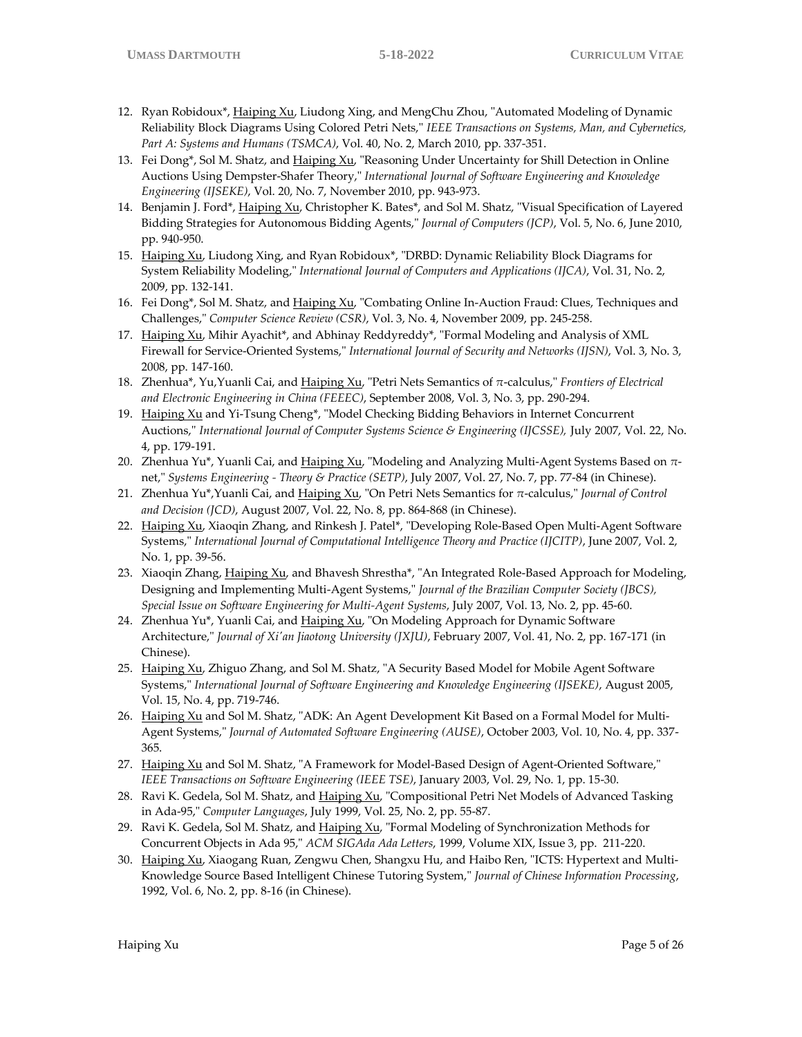12. Ryan Robidoux*, Haiping Xu, Liudong Xing, and MengChu Zhou, "Automated Modeling of Dynamic Reliability Block Diagrams Using Colored Petri Nets," *IEEE Transactions on Systems, Man, and Cybernetics, Part A: Systems and Humans (TSMCA)*, Vol. 40, No. 2, March 2010, pp. 337-351.
13. Fei Dong*, Sol M. Shatz, and Haiping Xu, "Reasoning Under Uncertainty for Shill Detection in Online Auctions Using Dempster-Shafer Theory," *International Journal of Software Engineering and Knowledge Engineering (IJSEKE)*, Vol. 20, No. 7, November 2010, pp. 943-973.
14. Benjamin J. Ford*, Haiping Xu, Christopher K. Bates*, and Sol M. Shatz, "Visual Specification of Layered Bidding Strategies for Autonomous Bidding Agents," *Journal of Computers (JCP)*, Vol. 5, No. 6, June 2010, pp. 940-950.
15. Haiping Xu, Liudong Xing, and Ryan Robidoux*, "DRBD: Dynamic Reliability Block Diagrams for System Reliability Modeling," *International Journal of Computers and Applications (IJCA)*, Vol. 31, No. 2, 2009, pp. 132-141.
16. Fei Dong*, Sol M. Shatz, and Haiping Xu, "Combating Online In-Auction Fraud: Clues, Techniques and Challenges," *Computer Science Review (CSR)*, Vol. 3, No. 4, November 2009, pp. 245-258.
17. Haiping Xu, Mihir Ayachit*, and Abhinay Reddyreddy*, "Formal Modeling and Analysis of XML Firewall for Service-Oriented Systems," *International Journal of Security and Networks (IJSN)*, Vol. 3, No. 3, 2008, pp. 147-160.
18. Zhenhua*, Yu,Yuanli Cai, and Haiping Xu, "Petri Nets Semantics of $\pi$-calculus," *Frontiers of Electrical and Electronic Engineering in China (FEEEC)*, September 2008, Vol. 3, No. 3, pp. 290-294.
19. Haiping Xu and Yi-Tsung Cheng*, "Model Checking Bidding Behaviors in Internet Concurrent Auctions," *International Journal of Computer Systems Science & Engineering (IJCSSE),* July 2007, Vol. 22, No. 4, pp. 179-191.
20. Zhenhua Yu*, Yuanli Cai, and Haiping Xu, "Modeling and Analyzing Multi-Agent Systems Based on $\pi$-net," *Systems Engineering - Theory & Practice (SETP)*, July 2007, Vol. 27, No. 7, pp. 77-84 (in Chinese).
21. Zhenhua Yu*,Yuanli Cai, and Haiping Xu, "On Petri Nets Semantics for $\pi$-calculus," *Journal of Control and Decision (JCD)*, August 2007, Vol. 22, No. 8, pp. 864-868 (in Chinese).
22. Haiping Xu, Xiaoqin Zhang, and Rinkesh J. Patel*, "Developing Role-Based Open Multi-Agent Software Systems," *International Journal of Computational Intelligence Theory and Practice (IJCITP)*, June 2007, Vol. 2, No. 1, pp. 39-56.
23. Xiaoqin Zhang, Haiping Xu, and Bhavesh Shrestha*, "An Integrated Role-Based Approach for Modeling, Designing and Implementing Multi-Agent Systems," *Journal of the Brazilian Computer Society (JBCS), Special Issue on Software Engineering for Multi-Agent Systems*, July 2007, Vol. 13, No. 2, pp. 45-60.
24. Zhenhua Yu*, Yuanli Cai, and Haiping Xu, "On Modeling Approach for Dynamic Software Architecture," *Journal of Xi'an Jiaotong University (JXJU)*, February 2007, Vol. 41, No. 2, pp. 167-171 (in Chinese).
25. Haiping Xu, Zhiguo Zhang, and Sol M. Shatz, "A Security Based Model for Mobile Agent Software Systems," *International Journal of Software Engineering and Knowledge Engineering (IJSEKE)*, August 2005, Vol. 15, No. 4, pp. 719-746.
26. Haiping Xu and Sol M. Shatz, "ADK: An Agent Development Kit Based on a Formal Model for Multi-Agent Systems," *Journal of Automated Software Engineering (AUSE)*, October 2003, Vol. 10, No. 4, pp. 337-365.
27. Haiping Xu and Sol M. Shatz, "A Framework for Model-Based Design of Agent-Oriented Software," *IEEE Transactions on Software Engineering (IEEE TSE)*, January 2003, Vol. 29, No. 1, pp. 15-30.
28. Ravi K. Gedela, Sol M. Shatz, and Haiping Xu, "Compositional Petri Net Models of Advanced Tasking in Ada-95," *Computer Languages*, July 1999, Vol. 25, No. 2, pp. 55-87.
29. Ravi K. Gedela, Sol M. Shatz, and Haiping Xu, "Formal Modeling of Synchronization Methods for Concurrent Objects in Ada 95," *ACM SIGAda Ada Letters*, 1999, Volume XIX, Issue 3, pp. 211-220.
30. Haiping Xu, Xiaogang Ruan, Zengwu Chen, Shangxu Hu, and Haibo Ren, "ICTS: Hypertext and Multi-Knowledge Source Based Intelligent Chinese Tutoring System," *Journal of Chinese Information Processing*, 1992, Vol. 6, No. 2, pp. 8-16 (in Chinese).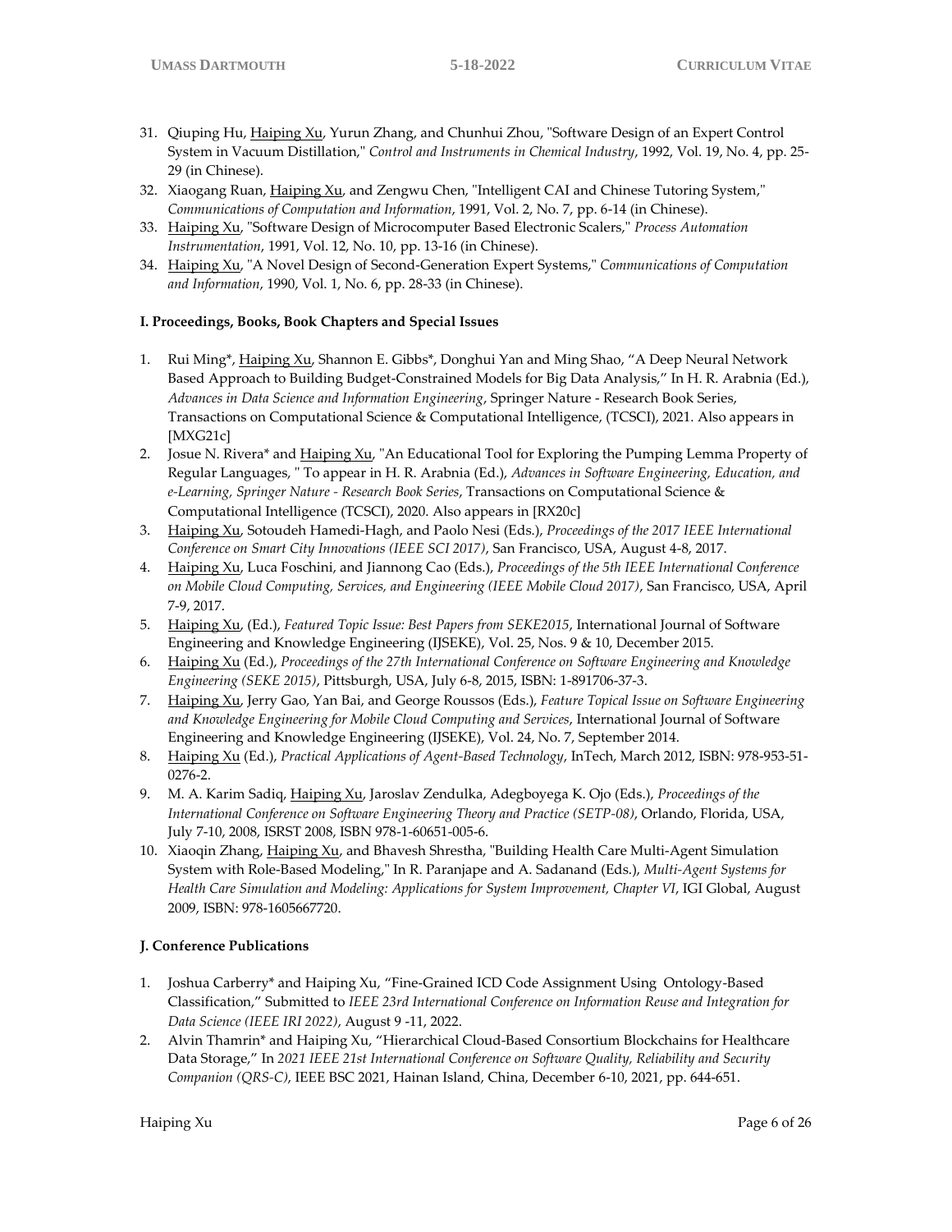31. Qiuping Hu, Haiping Xu, Yurun Zhang, and Chunhui Zhou, "Software Design of an Expert Control System in Vacuum Distillation," *Control and Instruments in Chemical Industry*, 1992, Vol. 19, No. 4, pp. 25-29 (in Chinese).
32. Xiaogang Ruan, Haiping Xu, and Zengwu Chen, "Intelligent CAI and Chinese Tutoring System," *Communications of Computation and Information*, 1991, Vol. 2, No. 7, pp. 6-14 (in Chinese).
33. Haiping Xu, "Software Design of Microcomputer Based Electronic Scalers," *Process Automation Instrumentation*, 1991, Vol. 12, No. 10, pp. 13-16 (in Chinese).
34. Haiping Xu, "A Novel Design of Second-Generation Expert Systems," *Communications of Computation and Information*, 1990, Vol. 1, No. 6, pp. 28-33 (in Chinese).

**I. Proceedings, Books, Book Chapters and Special Issues**

1. Rui Ming*, Haiping Xu, Shannon E. Gibbs*, Donghui Yan and Ming Shao, "A Deep Neural Network Based Approach to Building Budget-Constrained Models for Big Data Analysis," In H. R. Arabnia (Ed.), *Advances in Data Science and Information Engineering*, Springer Nature - Research Book Series, Transactions on Computational Science & Computational Intelligence, (TCSCI), 2021. Also appears in [MXG21c]
2. Josue N. Rivera* and Haiping Xu, "An Educational Tool for Exploring the Pumping Lemma Property of Regular Languages, " To appear in H. R. Arabnia (Ed.), *Advances in Software Engineering, Education, and e-Learning, Springer Nature - Research Book Series*, Transactions on Computational Science & Computational Intelligence (TCSCI), 2020. Also appears in [RX20c]
3. Haiping Xu, Sotoudeh Hamedi-Hagh, and Paolo Nesi (Eds.), *Proceedings of the 2017 IEEE International Conference on Smart City Innovations (IEEE SCI 2017)*, San Francisco, USA, August 4-8, 2017.
4. Haiping Xu, Luca Foschini, and Jiannong Cao (Eds.), *Proceedings of the 5th IEEE International Conference on Mobile Cloud Computing, Services, and Engineering (IEEE Mobile Cloud 2017)*, San Francisco, USA, April 7-9, 2017.
5. Haiping Xu, (Ed.), *Featured Topic Issue: Best Papers from SEKE2015*, International Journal of Software Engineering and Knowledge Engineering (IJSEKE), Vol. 25, Nos. 9 & 10, December 2015.
6. Haiping Xu (Ed.), *Proceedings of the 27th International Conference on Software Engineering and Knowledge Engineering (SEKE 2015)*, Pittsburgh, USA, July 6-8, 2015, ISBN: 1-891706-37-3.
7. Haiping Xu, Jerry Gao, Yan Bai, and George Roussos (Eds.), *Feature Topical Issue on Software Engineering and Knowledge Engineering for Mobile Cloud Computing and Services*, International Journal of Software Engineering and Knowledge Engineering (IJSEKE), Vol. 24, No. 7, September 2014.
8. Haiping Xu (Ed.), *Practical Applications of Agent-Based Technology*, InTech, March 2012, ISBN: 978-953-51-0276-2.
9. M. A. Karim Sadiq, Haiping Xu, Jaroslav Zendulka, Adegboyega K. Ojo (Eds.), *Proceedings of the International Conference on Software Engineering Theory and Practice (SETP-08)*, Orlando, Florida, USA, July 7-10, 2008, ISRST 2008, ISBN 978-1-60651-005-6.
10. Xiaoqin Zhang, Haiping Xu, and Bhavesh Shrestha, "Building Health Care Multi-Agent Simulation System with Role-Based Modeling," In R. Paranjape and A. Sadanand (Eds.), *Multi-Agent Systems for Health Care Simulation and Modeling: Applications for System Improvement, Chapter VI*, IGI Global, August 2009, ISBN: 978-1605667720.

**J. Conference Publications**

1. Joshua Carberry* and Haiping Xu, "Fine-Grained ICD Code Assignment Using Ontology-Based Classification," Submitted to *IEEE 23rd International Conference on Information Reuse and Integration for Data Science (IEEE IRI 2022)*, August 9 -11, 2022.
2. Alvin Thamrin* and Haiping Xu, "Hierarchical Cloud-Based Consortium Blockchains for Healthcare Data Storage," In *2021 IEEE 21st International Conference on Software Quality, Reliability and Security Companion (QRS-C)*, IEEE BSC 2021, Hainan Island, China, December 6-10, 2021, pp. 644-651.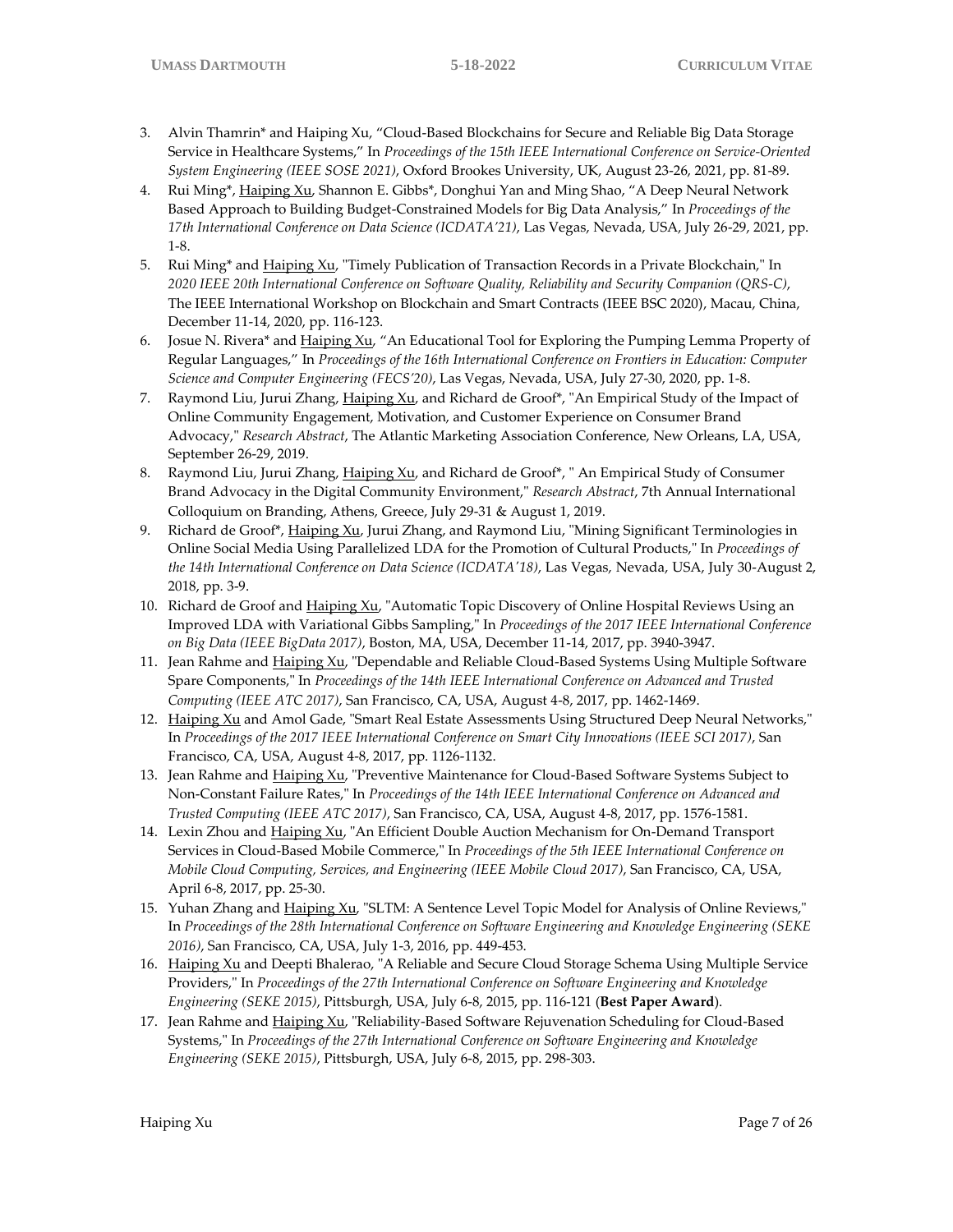3. Alvin Thamrin* and Haiping Xu, “Cloud-Based Blockchains for Secure and Reliable Big Data Storage Service in Healthcare Systems,” In *Proceedings of the 15th IEEE International Conference on Service-Oriented System Engineering (IEEE SOSE 2021)*, Oxford Brookes University, UK, August 23-26, 2021, pp. 81-89.
4. Rui Ming*, Haiping Xu, Shannon E. Gibbs*, Donghui Yan and Ming Shao, “A Deep Neural Network Based Approach to Building Budget-Constrained Models for Big Data Analysis,” In *Proceedings of the 17th International Conference on Data Science (ICDATA'21)*, Las Vegas, Nevada, USA, July 26-29, 2021, pp. 1-8.
5. Rui Ming* and Haiping Xu, "Timely Publication of Transaction Records in a Private Blockchain," In *2020 IEEE 20th International Conference on Software Quality, Reliability and Security Companion (QRS-C)*, The IEEE International Workshop on Blockchain and Smart Contracts (IEEE BSC 2020), Macau, China, December 11-14, 2020, pp. 116-123.
6. Josue N. Rivera* and Haiping Xu, “An Educational Tool for Exploring the Pumping Lemma Property of Regular Languages,” In *Proceedings of the 16th International Conference on Frontiers in Education: Computer Science and Computer Engineering (FECS'20)*, Las Vegas, Nevada, USA, July 27-30, 2020, pp. 1-8.
7. Raymond Liu, Jurui Zhang, Haiping Xu, and Richard de Groof*, "An Empirical Study of the Impact of Online Community Engagement, Motivation, and Customer Experience on Consumer Brand Advocacy," *Research Abstract*, The Atlantic Marketing Association Conference, New Orleans, LA, USA, September 26-29, 2019.
8. Raymond Liu, Jurui Zhang, Haiping Xu, and Richard de Groof*, " An Empirical Study of Consumer Brand Advocacy in the Digital Community Environment," *Research Abstract*, 7th Annual International Colloquium on Branding, Athens, Greece, July 29-31 & August 1, 2019.
9. Richard de Groof*, Haiping Xu, Jurui Zhang, and Raymond Liu, "Mining Significant Terminologies in Online Social Media Using Parallelized LDA for the Promotion of Cultural Products," In *Proceedings of the 14th International Conference on Data Science (ICDATA'18)*, Las Vegas, Nevada, USA, July 30-August 2, 2018, pp. 3-9.
10. Richard de Groof and Haiping Xu, "Automatic Topic Discovery of Online Hospital Reviews Using an Improved LDA with Variational Gibbs Sampling," In *Proceedings of the 2017 IEEE International Conference on Big Data (IEEE BigData 2017)*, Boston, MA, USA, December 11-14, 2017, pp. 3940-3947.
11. Jean Rahme and Haiping Xu, "Dependable and Reliable Cloud-Based Systems Using Multiple Software Spare Components," In *Proceedings of the 14th IEEE International Conference on Advanced and Trusted Computing (IEEE ATC 2017)*, San Francisco, CA, USA, August 4-8, 2017, pp. 1462-1469.
12. Haiping Xu and Amol Gade, "Smart Real Estate Assessments Using Structured Deep Neural Networks," In *Proceedings of the 2017 IEEE International Conference on Smart City Innovations (IEEE SCI 2017)*, San Francisco, CA, USA, August 4-8, 2017, pp. 1126-1132.
13. Jean Rahme and Haiping Xu, "Preventive Maintenance for Cloud-Based Software Systems Subject to Non-Constant Failure Rates," In *Proceedings of the 14th IEEE International Conference on Advanced and Trusted Computing (IEEE ATC 2017)*, San Francisco, CA, USA, August 4-8, 2017, pp. 1576-1581.
14. Lexin Zhou and Haiping Xu, "An Efficient Double Auction Mechanism for On-Demand Transport Services in Cloud-Based Mobile Commerce," In *Proceedings of the 5th IEEE International Conference on Mobile Cloud Computing, Services, and Engineering (IEEE Mobile Cloud 2017)*, San Francisco, CA, USA, April 6-8, 2017, pp. 25-30.
15. Yuhan Zhang and Haiping Xu, "SLTM: A Sentence Level Topic Model for Analysis of Online Reviews," In *Proceedings of the 28th International Conference on Software Engineering and Knowledge Engineering (SEKE 2016)*, San Francisco, CA, USA, July 1-3, 2016, pp. 449-453.
16. Haiping Xu and Deepti Bhalerao, "A Reliable and Secure Cloud Storage Schema Using Multiple Service Providers," In *Proceedings of the 27th International Conference on Software Engineering and Knowledge Engineering (SEKE 2015)*, Pittsburgh, USA, July 6-8, 2015, pp. 116-121 (**Best Paper Award**).
17. Jean Rahme and Haiping Xu, "Reliability-Based Software Rejuvenation Scheduling for Cloud-Based Systems," In *Proceedings of the 27th International Conference on Software Engineering and Knowledge Engineering (SEKE 2015)*, Pittsburgh, USA, July 6-8, 2015, pp. 298-303.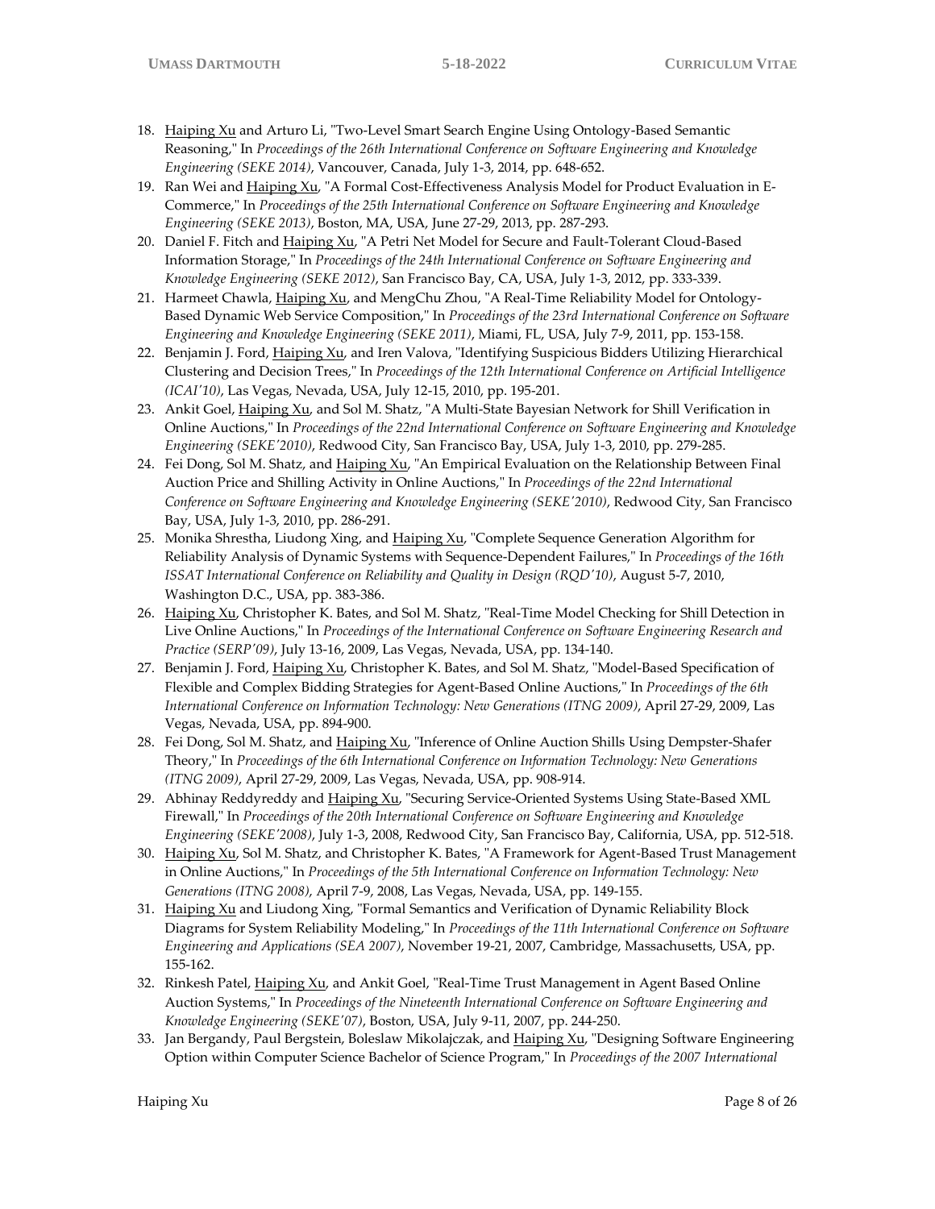18. Haiping Xu and Arturo Li, "Two-Level Smart Search Engine Using Ontology-Based Semantic Reasoning," In *Proceedings of the 26th International Conference on Software Engineering and Knowledge Engineering (SEKE 2014)*, Vancouver, Canada, July 1-3, 2014, pp. 648-652.
19. Ran Wei and Haiping Xu, "A Formal Cost-Effectiveness Analysis Model for Product Evaluation in E-Commerce," In *Proceedings of the 25th International Conference on Software Engineering and Knowledge Engineering (SEKE 2013)*, Boston, MA, USA, June 27-29, 2013, pp. 287-293.
20. Daniel F. Fitch and Haiping Xu, "A Petri Net Model for Secure and Fault-Tolerant Cloud-Based Information Storage," In *Proceedings of the 24th International Conference on Software Engineering and Knowledge Engineering (SEKE 2012)*, San Francisco Bay, CA, USA, July 1-3, 2012, pp. 333-339.
21. Harmeet Chawla, Haiping Xu, and MengChu Zhou, "A Real-Time Reliability Model for Ontology-Based Dynamic Web Service Composition," In *Proceedings of the 23rd International Conference on Software Engineering and Knowledge Engineering (SEKE 2011)*, Miami, FL, USA, July 7-9, 2011, pp. 153-158.
22. Benjamin J. Ford, Haiping Xu, and Iren Valova, "Identifying Suspicious Bidders Utilizing Hierarchical Clustering and Decision Trees," In *Proceedings of the 12th International Conference on Artificial Intelligence (ICAI'10)*, Las Vegas, Nevada, USA, July 12-15, 2010, pp. 195-201.
23. Ankit Goel, Haiping Xu, and Sol M. Shatz, "A Multi-State Bayesian Network for Shill Verification in Online Auctions," In *Proceedings of the 22nd International Conference on Software Engineering and Knowledge Engineering (SEKE'2010)*, Redwood City, San Francisco Bay, USA, July 1-3, 2010, pp. 279-285.
24. Fei Dong, Sol M. Shatz, and Haiping Xu, "An Empirical Evaluation on the Relationship Between Final Auction Price and Shilling Activity in Online Auctions," In *Proceedings of the 22nd International Conference on Software Engineering and Knowledge Engineering (SEKE'2010)*, Redwood City, San Francisco Bay, USA, July 1-3, 2010, pp. 286-291.
25. Monika Shrestha, Liudong Xing, and Haiping Xu, "Complete Sequence Generation Algorithm for Reliability Analysis of Dynamic Systems with Sequence-Dependent Failures," In *Proceedings of the 16th ISSAT International Conference on Reliability and Quality in Design (RQD'10)*, August 5-7, 2010, Washington D.C., USA, pp. 383-386.
26. Haiping Xu, Christopher K. Bates, and Sol M. Shatz, "Real-Time Model Checking for Shill Detection in Live Online Auctions," In *Proceedings of the International Conference on Software Engineering Research and Practice (SERP'09)*, July 13-16, 2009, Las Vegas, Nevada, USA, pp. 134-140.
27. Benjamin J. Ford, Haiping Xu, Christopher K. Bates, and Sol M. Shatz, "Model-Based Specification of Flexible and Complex Bidding Strategies for Agent-Based Online Auctions," In *Proceedings of the 6th International Conference on Information Technology: New Generations (ITNG 2009)*, April 27-29, 2009, Las Vegas, Nevada, USA, pp. 894-900.
28. Fei Dong, Sol M. Shatz, and Haiping Xu, "Inference of Online Auction Shills Using Dempster-Shafer Theory," In *Proceedings of the 6th International Conference on Information Technology: New Generations (ITNG 2009)*, April 27-29, 2009, Las Vegas, Nevada, USA, pp. 908-914.
29. Abhinay Reddyreddy and Haiping Xu, "Securing Service-Oriented Systems Using State-Based XML Firewall," In *Proceedings of the 20th International Conference on Software Engineering and Knowledge Engineering (SEKE'2008)*, July 1-3, 2008, Redwood City, San Francisco Bay, California, USA, pp. 512-518.
30. Haiping Xu, Sol M. Shatz, and Christopher K. Bates, "A Framework for Agent-Based Trust Management in Online Auctions," In *Proceedings of the 5th International Conference on Information Technology: New Generations (ITNG 2008)*, April 7-9, 2008, Las Vegas, Nevada, USA, pp. 149-155.
31. Haiping Xu and Liudong Xing, "Formal Semantics and Verification of Dynamic Reliability Block Diagrams for System Reliability Modeling," In *Proceedings of the 11th International Conference on Software Engineering and Applications (SEA 2007)*, November 19-21, 2007, Cambridge, Massachusetts, USA, pp. 155-162.
32. Rinkesh Patel, Haiping Xu, and Ankit Goel, "Real-Time Trust Management in Agent Based Online Auction Systems," In *Proceedings of the Nineteenth International Conference on Software Engineering and Knowledge Engineering (SEKE'07)*, Boston, USA, July 9-11, 2007, pp. 244-250.
33. Jan Bergandy, Paul Bergstein, Boleslaw Mikolajczak, and Haiping Xu, "Designing Software Engineering Option within Computer Science Bachelor of Science Program," In *Proceedings of the 2007 International*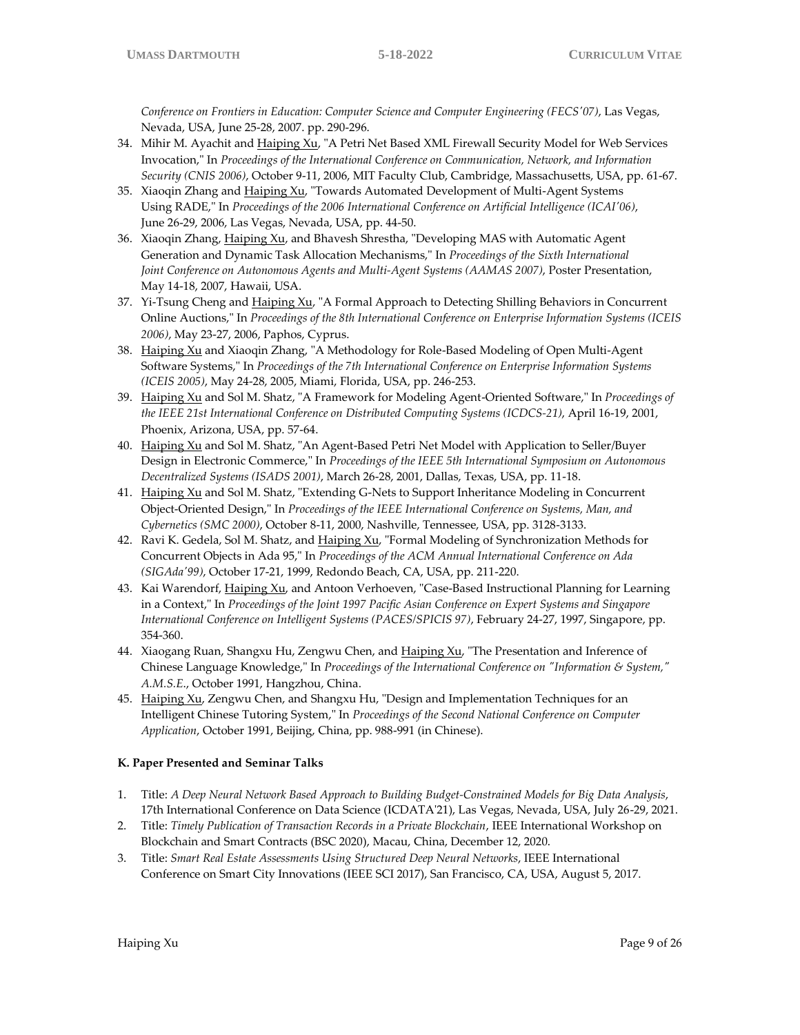*Conference on Frontiers in Education: Computer Science and Computer Engineering (FECS'07)*, Las Vegas, Nevada, USA, June 25-28, 2007. pp. 290-296.

34. Mihir M. Ayachit and Haiping Xu, "A Petri Net Based XML Firewall Security Model for Web Services Invocation," In *Proceedings of the International Conference on Communication, Network, and Information Security (CNIS 2006)*, October 9-11, 2006, MIT Faculty Club, Cambridge, Massachusetts, USA, pp. 61-67.
35. Xiaoqin Zhang and Haiping Xu, "Towards Automated Development of Multi-Agent Systems Using RADE," In *Proceedings of the 2006 International Conference on Artificial Intelligence (ICAI'06)*, June 26-29, 2006, Las Vegas, Nevada, USA, pp. 44-50.
36. Xiaoqin Zhang, Haiping Xu, and Bhavesh Shrestha, "Developing MAS with Automatic Agent Generation and Dynamic Task Allocation Mechanisms," In *Proceedings of the Sixth International Joint Conference on Autonomous Agents and Multi-Agent Systems (AAMAS 2007)*, Poster Presentation, May 14-18, 2007, Hawaii, USA.
37. Yi-Tsung Cheng and Haiping Xu, "A Formal Approach to Detecting Shilling Behaviors in Concurrent Online Auctions," In *Proceedings of the 8th International Conference on Enterprise Information Systems (ICEIS 2006)*, May 23-27, 2006, Paphos, Cyprus.
38. Haiping Xu and Xiaoqin Zhang, "A Methodology for Role-Based Modeling of Open Multi-Agent Software Systems," In *Proceedings of the 7th International Conference on Enterprise Information Systems (ICEIS 2005)*, May 24-28, 2005, Miami, Florida, USA, pp. 246-253.
39. Haiping Xu and Sol M. Shatz, "A Framework for Modeling Agent-Oriented Software," In *Proceedings of the IEEE 21st International Conference on Distributed Computing Systems (ICDCS-21)*, April 16-19, 2001, Phoenix, Arizona, USA, pp. 57-64.
40. Haiping Xu and Sol M. Shatz, "An Agent-Based Petri Net Model with Application to Seller/Buyer Design in Electronic Commerce," In *Proceedings of the IEEE 5th International Symposium on Autonomous Decentralized Systems (ISADS 2001)*, March 26-28, 2001, Dallas, Texas, USA, pp. 11-18.
41. Haiping Xu and Sol M. Shatz, "Extending G-Nets to Support Inheritance Modeling in Concurrent Object-Oriented Design," In *Proceedings of the IEEE International Conference on Systems, Man, and Cybernetics (SMC 2000)*, October 8-11, 2000, Nashville, Tennessee, USA, pp. 3128-3133.
42. Ravi K. Gedela, Sol M. Shatz, and Haiping Xu, "Formal Modeling of Synchronization Methods for Concurrent Objects in Ada 95," In *Proceedings of the ACM Annual International Conference on Ada (SIGAda'99)*, October 17-21, 1999, Redondo Beach, CA, USA, pp. 211-220.
43. Kai Warendorf, Haiping Xu, and Antoon Verhoeven, "Case-Based Instructional Planning for Learning in a Context," In *Proceedings of the Joint 1997 Pacific Asian Conference on Expert Systems and Singapore International Conference on Intelligent Systems (PACES/SPICIS 97)*, February 24-27, 1997, Singapore, pp. 354-360.
44. Xiaogang Ruan, Shangxu Hu, Zengwu Chen, and Haiping Xu, "The Presentation and Inference of Chinese Language Knowledge," In *Proceedings of the International Conference on "Information & System," A.M.S.E.*, October 1991, Hangzhou, China.
45. Haiping Xu, Zengwu Chen, and Shangxu Hu, "Design and Implementation Techniques for an Intelligent Chinese Tutoring System," In *Proceedings of the Second National Conference on Computer Application*, October 1991, Beijing, China, pp. 988-991 (in Chinese).

**K. Paper Presented and Seminar Talks**

1. Title: *A Deep Neural Network Based Approach to Building Budget-Constrained Models for Big Data Analysis*, 17th International Conference on Data Science (ICDATA'21), Las Vegas, Nevada, USA, July 26-29, 2021.
2. Title: *Timely Publication of Transaction Records in a Private Blockchain*, IEEE International Workshop on Blockchain and Smart Contracts (BSC 2020), Macau, China, December 12, 2020.
3. Title: *Smart Real Estate Assessments Using Structured Deep Neural Networks*, IEEE International Conference on Smart City Innovations (IEEE SCI 2017), San Francisco, CA, USA, August 5, 2017.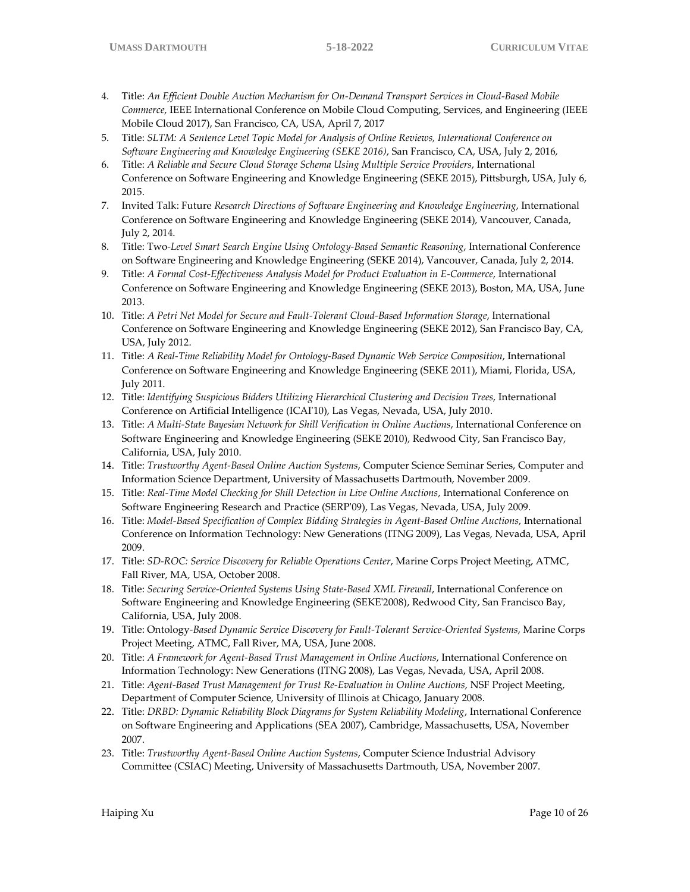4. Title: *An Efficient Double Auction Mechanism for On-Demand Transport Services in Cloud-Based Mobile Commerce*, IEEE International Conference on Mobile Cloud Computing, Services, and Engineering (IEEE Mobile Cloud 2017), San Francisco, CA, USA, April 7, 2017
5. Title: *SLTM: A Sentence Level Topic Model for Analysis of Online Reviews, International Conference on Software Engineering and Knowledge Engineering (SEKE 2016)*, San Francisco, CA, USA, July 2, 2016,
6. Title: *A Reliable and Secure Cloud Storage Schema Using Multiple Service Providers*, International Conference on Software Engineering and Knowledge Engineering (SEKE 2015), Pittsburgh, USA, July 6, 2015.
7. Invited Talk: Future *Research Directions of Software Engineering and Knowledge Engineering*, International Conference on Software Engineering and Knowledge Engineering (SEKE 2014), Vancouver, Canada, July 2, 2014.
8. Title: Two-*Level Smart Search Engine Using Ontology-Based Semantic Reasoning*, International Conference on Software Engineering and Knowledge Engineering (SEKE 2014), Vancouver, Canada, July 2, 2014.
9. Title: *A Formal Cost-Effectiveness Analysis Model for Product Evaluation in E-Commerce*, International Conference on Software Engineering and Knowledge Engineering (SEKE 2013), Boston, MA, USA, June 2013.
10. Title: *A Petri Net Model for Secure and Fault-Tolerant Cloud-Based Information Storage*, International Conference on Software Engineering and Knowledge Engineering (SEKE 2012), San Francisco Bay, CA, USA, July 2012.
11. Title: *A Real-Time Reliability Model for Ontology-Based Dynamic Web Service Composition*, International Conference on Software Engineering and Knowledge Engineering (SEKE 2011), Miami, Florida, USA, July 2011.
12. Title: *Identifying Suspicious Bidders Utilizing Hierarchical Clustering and Decision Trees*, International Conference on Artificial Intelligence (ICAI'10), Las Vegas, Nevada, USA, July 2010.
13. Title: *A Multi-State Bayesian Network for Shill Verification in Online Auctions*, International Conference on Software Engineering and Knowledge Engineering (SEKE 2010), Redwood City, San Francisco Bay, California, USA, July 2010.
14. Title: *Trustworthy Agent-Based Online Auction Systems*, Computer Science Seminar Series, Computer and Information Science Department, University of Massachusetts Dartmouth, November 2009.
15. Title: *Real-Time Model Checking for Shill Detection in Live Online Auctions*, International Conference on Software Engineering Research and Practice (SERP'09), Las Vegas, Nevada, USA, July 2009.
16. Title: *Model-Based Specification of Complex Bidding Strategies in Agent-Based Online Auctions*, International Conference on Information Technology: New Generations (ITNG 2009), Las Vegas, Nevada, USA, April 2009.
17. Title: *SD-ROC: Service Discovery for Reliable Operations Center*, Marine Corps Project Meeting, ATMC, Fall River, MA, USA, October 2008.
18. Title: *Securing Service-Oriented Systems Using State-Based XML Firewall*, International Conference on Software Engineering and Knowledge Engineering (SEKE'2008), Redwood City, San Francisco Bay, California, USA, July 2008.
19. Title: Ontology-*Based Dynamic Service Discovery for Fault-Tolerant Service-Oriented Systems*, Marine Corps Project Meeting, ATMC, Fall River, MA, USA, June 2008.
20. Title: *A Framework for Agent-Based Trust Management in Online Auctions*, International Conference on Information Technology: New Generations (ITNG 2008), Las Vegas, Nevada, USA, April 2008.
21. Title: *Agent-Based Trust Management for Trust Re-Evaluation in Online Auctions*, NSF Project Meeting, Department of Computer Science, University of Illinois at Chicago, January 2008.
22. Title: *DRBD: Dynamic Reliability Block Diagrams for System Reliability Modeling*, International Conference on Software Engineering and Applications (SEA 2007), Cambridge, Massachusetts, USA, November 2007.
23. Title: *Trustworthy Agent-Based Online Auction Systems*, Computer Science Industrial Advisory Committee (CSIAC) Meeting, University of Massachusetts Dartmouth, USA, November 2007.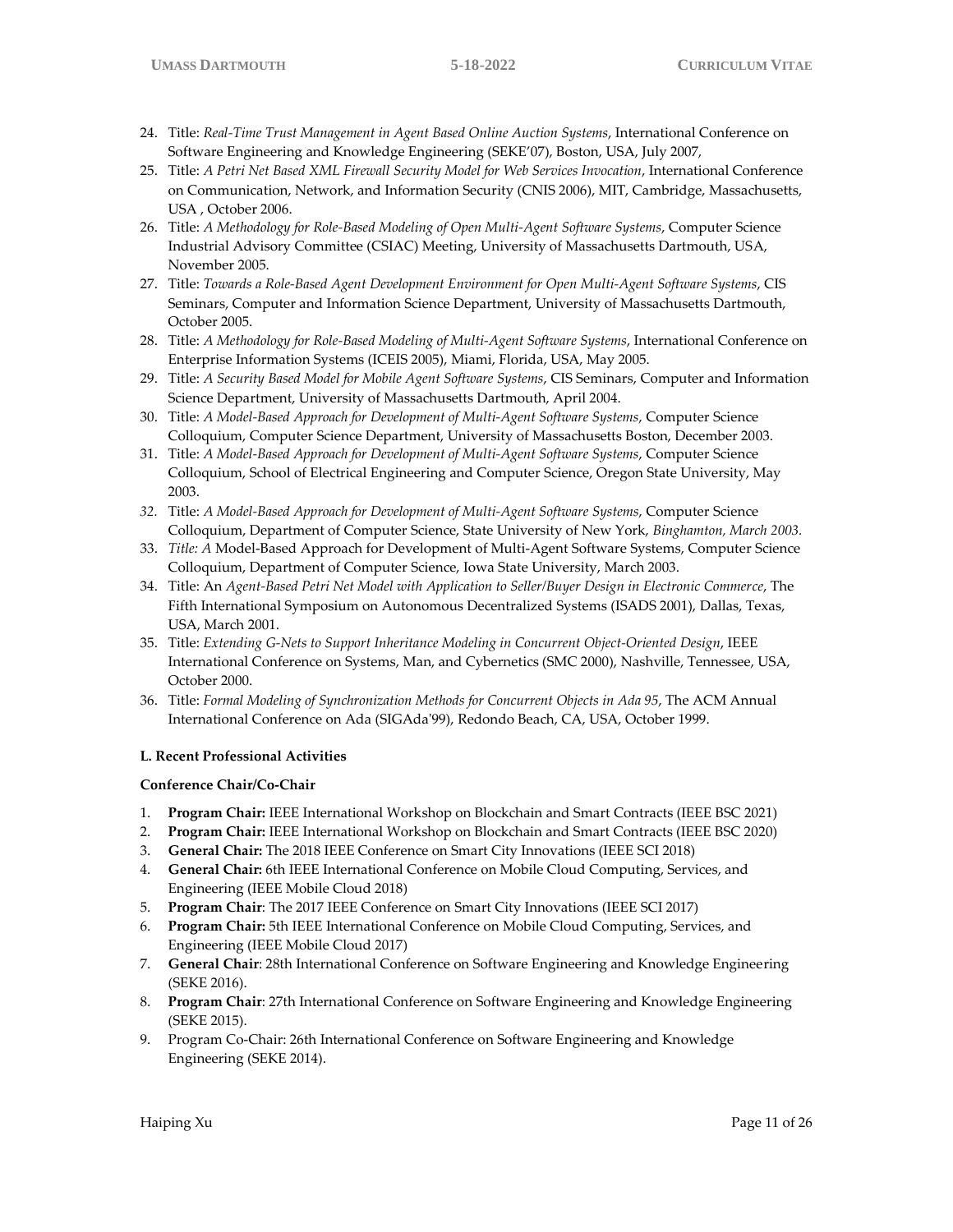24. Title: *Real-Time Trust Management in Agent Based Online Auction Systems*, International Conference on Software Engineering and Knowledge Engineering (SEKE'07), Boston, USA, July 2007,
25. Title: *A Petri Net Based XML Firewall Security Model for Web Services Invocation*, International Conference on Communication, Network, and Information Security (CNIS 2006), MIT, Cambridge, Massachusetts, USA , October 2006.
26. Title: *A Methodology for Role-Based Modeling of Open Multi-Agent Software Systems*, Computer Science Industrial Advisory Committee (CSIAC) Meeting, University of Massachusetts Dartmouth, USA, November 2005.
27. Title: *Towards a Role-Based Agent Development Environment for Open Multi-Agent Software Systems*, CIS Seminars, Computer and Information Science Department, University of Massachusetts Dartmouth, October 2005.
28. Title: *A Methodology for Role-Based Modeling of Multi-Agent Software Systems*, International Conference on Enterprise Information Systems (ICEIS 2005), Miami, Florida, USA, May 2005.
29. Title: *A Security Based Model for Mobile Agent Software Systems*, CIS Seminars, Computer and Information Science Department, University of Massachusetts Dartmouth, April 2004.
30. Title: *A Model-Based Approach for Development of Multi-Agent Software Systems*, Computer Science Colloquium, Computer Science Department, University of Massachusetts Boston, December 2003.
31. Title: *A Model-Based Approach for Development of Multi-Agent Software Systems*, Computer Science Colloquium, School of Electrical Engineering and Computer Science, Oregon State University, May 2003.
32. Title: *A Model-Based Approach for Development of Multi-Agent Software Systems*, Computer Science Colloquium, Department of Computer Science, State University of New York, *Binghamton, March 2003.*
33. *Title: A* Model-Based Approach for Development of Multi-Agent Software Systems, Computer Science Colloquium, Department of Computer Science, Iowa State University, March 2003.
34. Title: An *Agent-Based Petri Net Model with Application to Seller/Buyer Design in Electronic Commerce*, The Fifth International Symposium on Autonomous Decentralized Systems (ISADS 2001), Dallas, Texas, USA, March 2001.
35. Title: *Extending G-Nets to Support Inheritance Modeling in Concurrent Object-Oriented Design*, IEEE International Conference on Systems, Man, and Cybernetics (SMC 2000), Nashville, Tennessee, USA, October 2000.
36. Title: *Formal Modeling of Synchronization Methods for Concurrent Objects in Ada 95*, The ACM Annual International Conference on Ada (SIGAda'99), Redondo Beach, CA, USA, October 1999.

### L. Recent Professional Activities

#### Conference Chair/Co-Chair

1. **Program Chair:** IEEE International Workshop on Blockchain and Smart Contracts (IEEE BSC 2021)
2. **Program Chair:** IEEE International Workshop on Blockchain and Smart Contracts (IEEE BSC 2020)
3. **General Chair:** The 2018 IEEE Conference on Smart City Innovations (IEEE SCI 2018)
4. **General Chair:** 6th IEEE International Conference on Mobile Cloud Computing, Services, and Engineering (IEEE Mobile Cloud 2018)
5. **Program Chair**: The 2017 IEEE Conference on Smart City Innovations (IEEE SCI 2017)
6. **Program Chair:** 5th IEEE International Conference on Mobile Cloud Computing, Services, and Engineering (IEEE Mobile Cloud 2017)
7. **General Chair**: 28th International Conference on Software Engineering and Knowledge Engineering (SEKE 2016).
8. **Program Chair**: 27th International Conference on Software Engineering and Knowledge Engineering (SEKE 2015).
9. Program Co-Chair: 26th International Conference on Software Engineering and Knowledge Engineering (SEKE 2014).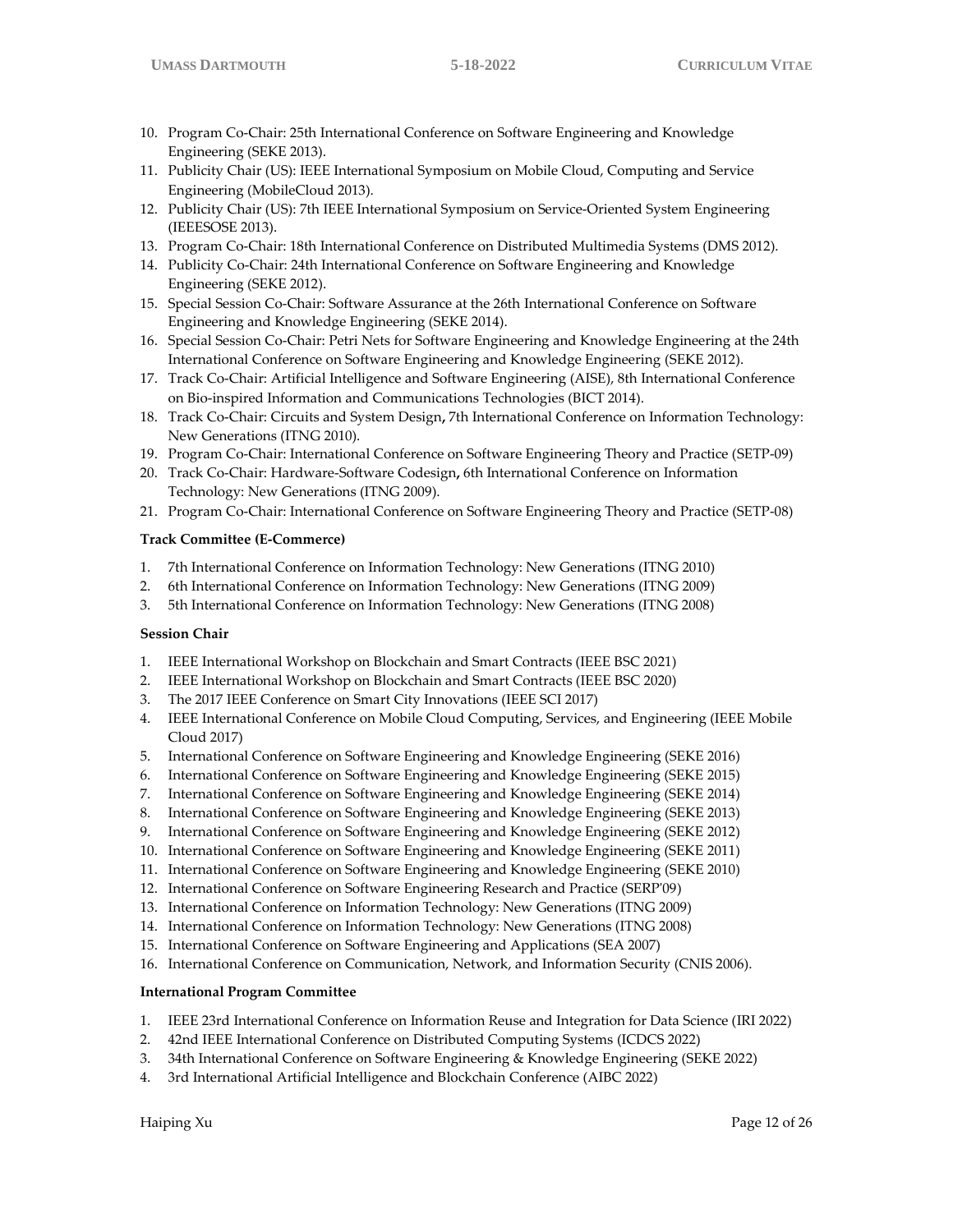10. Program Co-Chair: 25th International Conference on Software Engineering and Knowledge Engineering (SEKE 2013).
11. Publicity Chair (US): IEEE International Symposium on Mobile Cloud, Computing and Service Engineering (MobileCloud 2013).
12. Publicity Chair (US): 7th IEEE International Symposium on Service-Oriented System Engineering (IEEESOSE 2013).
13. Program Co-Chair: 18th International Conference on Distributed Multimedia Systems (DMS 2012).
14. Publicity Co-Chair: 24th International Conference on Software Engineering and Knowledge Engineering (SEKE 2012).
15. Special Session Co-Chair: Software Assurance at the 26th International Conference on Software Engineering and Knowledge Engineering (SEKE 2014).
16. Special Session Co-Chair: Petri Nets for Software Engineering and Knowledge Engineering at the 24th International Conference on Software Engineering and Knowledge Engineering (SEKE 2012).
17. Track Co-Chair: Artificial Intelligence and Software Engineering (AISE), 8th International Conference on Bio-inspired Information and Communications Technologies (BICT 2014).
18. Track Co-Chair: Circuits and System Design**,** 7th International Conference on Information Technology: New Generations (ITNG 2010).
19. Program Co-Chair: International Conference on Software Engineering Theory and Practice (SETP-09)
20. Track Co-Chair: Hardware-Software Codesign**,** 6th International Conference on Information Technology: New Generations (ITNG 2009).
21. Program Co-Chair: International Conference on Software Engineering Theory and Practice (SETP-08)

**Track Committee (E-Commerce)**

1. 7th International Conference on Information Technology: New Generations (ITNG 2010)
2. 6th International Conference on Information Technology: New Generations (ITNG 2009)
3. 5th International Conference on Information Technology: New Generations (ITNG 2008)

**Session Chair**

1. IEEE International Workshop on Blockchain and Smart Contracts (IEEE BSC 2021)
2. IEEE International Workshop on Blockchain and Smart Contracts (IEEE BSC 2020)
3. The 2017 IEEE Conference on Smart City Innovations (IEEE SCI 2017)
4. IEEE International Conference on Mobile Cloud Computing, Services, and Engineering (IEEE Mobile Cloud 2017)
5. International Conference on Software Engineering and Knowledge Engineering (SEKE 2016)
6. International Conference on Software Engineering and Knowledge Engineering (SEKE 2015)
7. International Conference on Software Engineering and Knowledge Engineering (SEKE 2014)
8. International Conference on Software Engineering and Knowledge Engineering (SEKE 2013)
9. International Conference on Software Engineering and Knowledge Engineering (SEKE 2012)
10. International Conference on Software Engineering and Knowledge Engineering (SEKE 2011)
11. International Conference on Software Engineering and Knowledge Engineering (SEKE 2010)
12. International Conference on Software Engineering Research and Practice (SERP'09)
13. International Conference on Information Technology: New Generations (ITNG 2009)
14. International Conference on Information Technology: New Generations (ITNG 2008)
15. International Conference on Software Engineering and Applications (SEA 2007)
16. International Conference on Communication, Network, and Information Security (CNIS 2006).

**International Program Committee**

1. IEEE 23rd International Conference on Information Reuse and Integration for Data Science (IRI 2022)
2. 42nd IEEE International Conference on Distributed Computing Systems (ICDCS 2022)
3. 34th International Conference on Software Engineering & Knowledge Engineering (SEKE 2022)
4. 3rd International Artificial Intelligence and Blockchain Conference (AIBC 2022)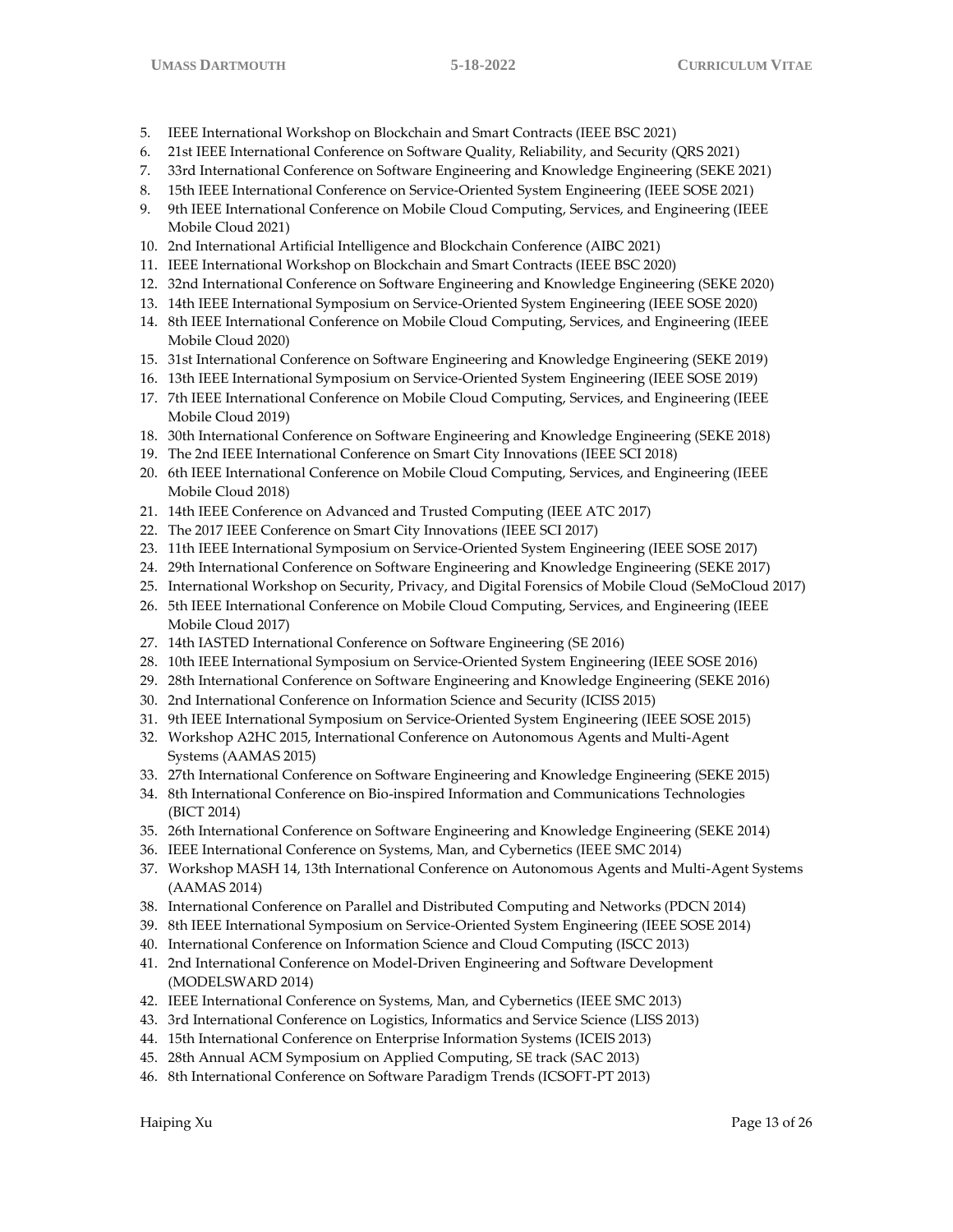5. IEEE International Workshop on Blockchain and Smart Contracts (IEEE BSC 2021)
6. 21st IEEE International Conference on Software Quality, Reliability, and Security (QRS 2021)
7. 33rd International Conference on Software Engineering and Knowledge Engineering (SEKE 2021)
8. 15th IEEE International Conference on Service-Oriented System Engineering (IEEE SOSE 2021)
9. 9th IEEE International Conference on Mobile Cloud Computing, Services, and Engineering (IEEE Mobile Cloud 2021)
10. 2nd International Artificial Intelligence and Blockchain Conference (AIBC 2021)
11. IEEE International Workshop on Blockchain and Smart Contracts (IEEE BSC 2020)
12. 32nd International Conference on Software Engineering and Knowledge Engineering (SEKE 2020)
13. 14th IEEE International Symposium on Service-Oriented System Engineering (IEEE SOSE 2020)
14. 8th IEEE International Conference on Mobile Cloud Computing, Services, and Engineering (IEEE Mobile Cloud 2020)
15. 31st International Conference on Software Engineering and Knowledge Engineering (SEKE 2019)
16. 13th IEEE International Symposium on Service-Oriented System Engineering (IEEE SOSE 2019)
17. 7th IEEE International Conference on Mobile Cloud Computing, Services, and Engineering (IEEE Mobile Cloud 2019)
18. 30th International Conference on Software Engineering and Knowledge Engineering (SEKE 2018)
19. The 2nd IEEE International Conference on Smart City Innovations (IEEE SCI 2018)
20. 6th IEEE International Conference on Mobile Cloud Computing, Services, and Engineering (IEEE Mobile Cloud 2018)
21. 14th IEEE Conference on Advanced and Trusted Computing (IEEE ATC 2017)
22. The 2017 IEEE Conference on Smart City Innovations (IEEE SCI 2017)
23. 11th IEEE International Symposium on Service-Oriented System Engineering (IEEE SOSE 2017)
24. 29th International Conference on Software Engineering and Knowledge Engineering (SEKE 2017)
25. International Workshop on Security, Privacy, and Digital Forensics of Mobile Cloud (SeMoCloud 2017)
26. 5th IEEE International Conference on Mobile Cloud Computing, Services, and Engineering (IEEE Mobile Cloud 2017)
27. 14th IASTED International Conference on Software Engineering (SE 2016)
28. 10th IEEE International Symposium on Service-Oriented System Engineering (IEEE SOSE 2016)
29. 28th International Conference on Software Engineering and Knowledge Engineering (SEKE 2016)
30. 2nd International Conference on Information Science and Security (ICISS 2015)
31. 9th IEEE International Symposium on Service-Oriented System Engineering (IEEE SOSE 2015)
32. Workshop A2HC 2015, International Conference on Autonomous Agents and Multi-Agent Systems (AAMAS 2015)
33. 27th International Conference on Software Engineering and Knowledge Engineering (SEKE 2015)
34. 8th International Conference on Bio-inspired Information and Communications Technologies (BICT 2014)
35. 26th International Conference on Software Engineering and Knowledge Engineering (SEKE 2014)
36. IEEE International Conference on Systems, Man, and Cybernetics (IEEE SMC 2014)
37. Workshop MASH 14, 13th International Conference on Autonomous Agents and Multi-Agent Systems (AAMAS 2014)
38. International Conference on Parallel and Distributed Computing and Networks (PDCN 2014)
39. 8th IEEE International Symposium on Service-Oriented System Engineering (IEEE SOSE 2014)
40. International Conference on Information Science and Cloud Computing (ISCC 2013)
41. 2nd International Conference on Model-Driven Engineering and Software Development (MODELSWARD 2014)
42. IEEE International Conference on Systems, Man, and Cybernetics (IEEE SMC 2013)
43. 3rd International Conference on Logistics, Informatics and Service Science (LISS 2013)
44. 15th International Conference on Enterprise Information Systems (ICEIS 2013)
45. 28th Annual ACM Symposium on Applied Computing, SE track (SAC 2013)
46. 8th International Conference on Software Paradigm Trends (ICSOFT-PT 2013)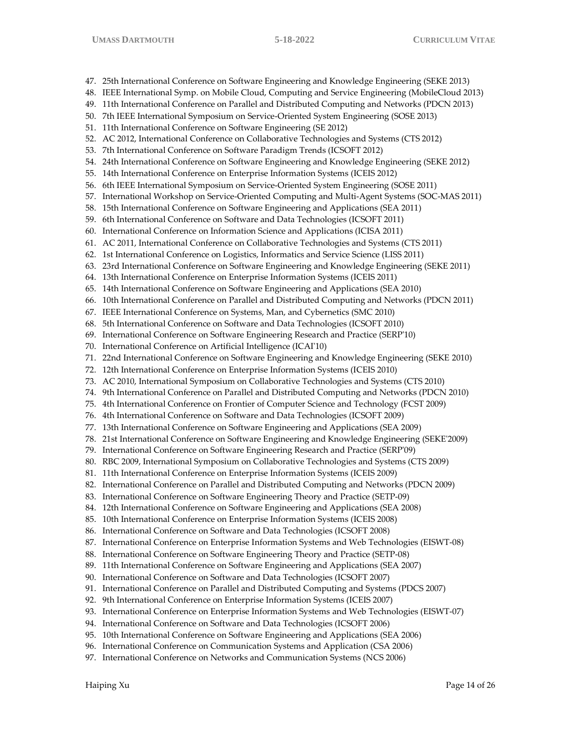47. 25th International Conference on Software Engineering and Knowledge Engineering (SEKE 2013)
48. IEEE International Symp. on Mobile Cloud, Computing and Service Engineering (MobileCloud 2013)
49. 11th International Conference on Parallel and Distributed Computing and Networks (PDCN 2013)
50. 7th IEEE International Symposium on Service-Oriented System Engineering (SOSE 2013)
51. 11th International Conference on Software Engineering (SE 2012)
52. AC 2012, International Conference on Collaborative Technologies and Systems (CTS 2012)
53. 7th International Conference on Software Paradigm Trends (ICSOFT 2012)
54. 24th International Conference on Software Engineering and Knowledge Engineering (SEKE 2012)
55. 14th International Conference on Enterprise Information Systems (ICEIS 2012)
56. 6th IEEE International Symposium on Service-Oriented System Engineering (SOSE 2011)
57. International Workshop on Service-Oriented Computing and Multi-Agent Systems (SOC-MAS 2011)
58. 15th International Conference on Software Engineering and Applications (SEA 2011)
59. 6th International Conference on Software and Data Technologies (ICSOFT 2011)
60. International Conference on Information Science and Applications (ICISA 2011)
61. AC 2011, International Conference on Collaborative Technologies and Systems (CTS 2011)
62. 1st International Conference on Logistics, Informatics and Service Science (LISS 2011)
63. 23rd International Conference on Software Engineering and Knowledge Engineering (SEKE 2011)
64. 13th International Conference on Enterprise Information Systems (ICEIS 2011)
65. 14th International Conference on Software Engineering and Applications (SEA 2010)
66. 10th International Conference on Parallel and Distributed Computing and Networks (PDCN 2011)
67. IEEE International Conference on Systems, Man, and Cybernetics (SMC 2010)
68. 5th International Conference on Software and Data Technologies (ICSOFT 2010)
69. International Conference on Software Engineering Research and Practice (SERP'10)
70. International Conference on Artificial Intelligence (ICAI'10)
71. 22nd International Conference on Software Engineering and Knowledge Engineering (SEKE 2010)
72. 12th International Conference on Enterprise Information Systems (ICEIS 2010)
73. AC 2010, International Symposium on Collaborative Technologies and Systems (CTS 2010)
74. 9th International Conference on Parallel and Distributed Computing and Networks (PDCN 2010)
75. 4th International Conference on Frontier of Computer Science and Technology (FCST 2009)
76. 4th International Conference on Software and Data Technologies (ICSOFT 2009)
77. 13th International Conference on Software Engineering and Applications (SEA 2009)
78. 21st International Conference on Software Engineering and Knowledge Engineering (SEKE'2009)
79. International Conference on Software Engineering Research and Practice (SERP'09)
80. RBC 2009, International Symposium on Collaborative Technologies and Systems (CTS 2009)
81. 11th International Conference on Enterprise Information Systems (ICEIS 2009)
82. International Conference on Parallel and Distributed Computing and Networks (PDCN 2009)
83. International Conference on Software Engineering Theory and Practice (SETP-09)
84. 12th International Conference on Software Engineering and Applications (SEA 2008)
85. 10th International Conference on Enterprise Information Systems (ICEIS 2008)
86. International Conference on Software and Data Technologies (ICSOFT 2008)
87. International Conference on Enterprise Information Systems and Web Technologies (EISWT-08)
88. International Conference on Software Engineering Theory and Practice (SETP-08)
89. 11th International Conference on Software Engineering and Applications (SEA 2007)
90. International Conference on Software and Data Technologies (ICSOFT 2007)
91. International Conference on Parallel and Distributed Computing and Systems (PDCS 2007)
92. 9th International Conference on Enterprise Information Systems (ICEIS 2007)
93. International Conference on Enterprise Information Systems and Web Technologies (EISWT-07)
94. International Conference on Software and Data Technologies (ICSOFT 2006)
95. 10th International Conference on Software Engineering and Applications (SEA 2006)
96. International Conference on Communication Systems and Application (CSA 2006)
97. International Conference on Networks and Communication Systems (NCS 2006)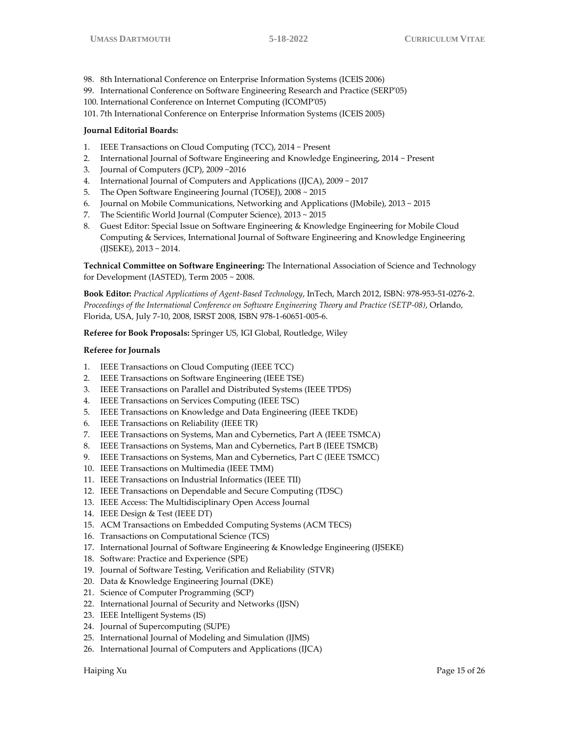98. 8th International Conference on Enterprise Information Systems (ICEIS 2006)
99. International Conference on Software Engineering Research and Practice (SERP'05)
100. International Conference on Internet Computing (ICOMP'05)
101. 7th International Conference on Enterprise Information Systems (ICEIS 2005)

**Journal Editorial Boards:**

1. IEEE Transactions on Cloud Computing (TCC), 2014 ~ Present
2. International Journal of Software Engineering and Knowledge Engineering, 2014 ~ Present
3. Journal of Computers (JCP), 2009 ~2016
4. International Journal of Computers and Applications (IJCA), 2009 ~ 2017
5. The Open Software Engineering Journal (TOSEJ), 2008 ~ 2015
6. Journal on Mobile Communications, Networking and Applications (JMobile), 2013 ~ 2015
7. The Scientific World Journal (Computer Science), 2013 ~ 2015
8. Guest Editor: Special Issue on Software Engineering & Knowledge Engineering for Mobile Cloud Computing & Services, International Journal of Software Engineering and Knowledge Engineering (IJSEKE), 2013 ~ 2014.

**Technical Committee on Software Engineering:** The International Association of Science and Technology for Development (IASTED), Term 2005 ~ 2008.

**Book Editor:** *Practical Applications of Agent-Based Technology*, InTech, March 2012, ISBN: 978-953-51-0276-2. *Proceedings of the International Conference on Software Engineering Theory and Practice (SETP-08)*, Orlando, Florida, USA, July 7-10, 2008, ISRST 2008, ISBN 978-1-60651-005-6.

**Referee for Book Proposals:** Springer US, IGI Global, Routledge, Wiley

**Referee for Journals**

1. IEEE Transactions on Cloud Computing (IEEE TCC)
2. IEEE Transactions on Software Engineering (IEEE TSE)
3. IEEE Transactions on Parallel and Distributed Systems (IEEE TPDS)
4. IEEE Transactions on Services Computing (IEEE TSC)
5. IEEE Transactions on Knowledge and Data Engineering (IEEE TKDE)
6. IEEE Transactions on Reliability (IEEE TR)
7. IEEE Transactions on Systems, Man and Cybernetics, Part A (IEEE TSMCA)
8. IEEE Transactions on Systems, Man and Cybernetics, Part B (IEEE TSMCB)
9. IEEE Transactions on Systems, Man and Cybernetics, Part C (IEEE TSMCC)
10. IEEE Transactions on Multimedia (IEEE TMM)
11. IEEE Transactions on Industrial Informatics (IEEE TII)
12. IEEE Transactions on Dependable and Secure Computing (TDSC)
13. IEEE Access: The Multidisciplinary Open Access Journal
14. IEEE Design & Test (IEEE DT)
15. ACM Transactions on Embedded Computing Systems (ACM TECS)
16. Transactions on Computational Science (TCS)
17. International Journal of Software Engineering & Knowledge Engineering (IJSEKE)
18. Software: Practice and Experience (SPE)
19. Journal of Software Testing, Verification and Reliability (STVR)
20. Data & Knowledge Engineering Journal (DKE)
21. Science of Computer Programming (SCP)
22. International Journal of Security and Networks (IJSN)
23. IEEE Intelligent Systems (IS)
24. Journal of Supercomputing (SUPE)
25. International Journal of Modeling and Simulation (IJMS)
26. International Journal of Computers and Applications (IJCA)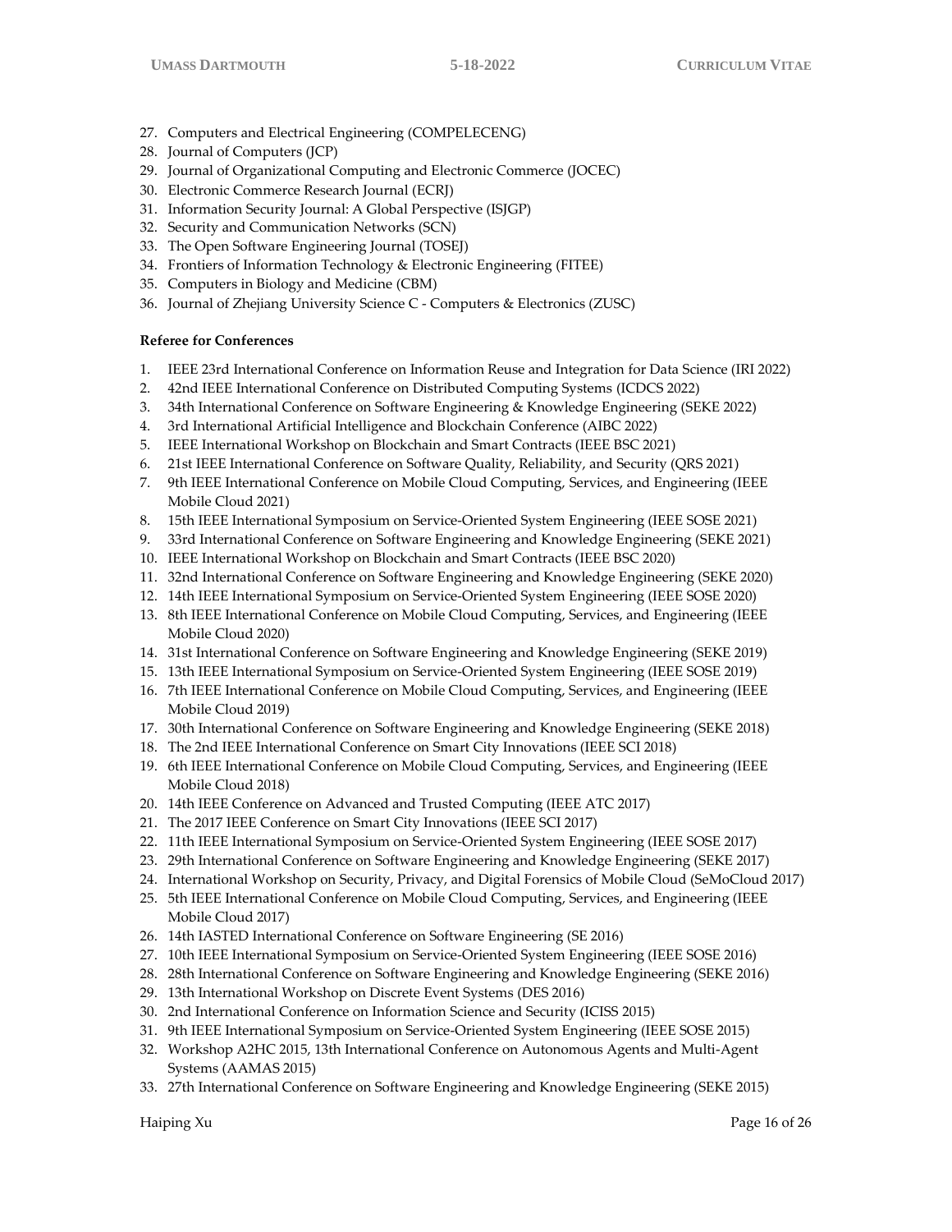27. Computers and Electrical Engineering (COMPELECENG)
28. Journal of Computers (JCP)
29. Journal of Organizational Computing and Electronic Commerce (JOCEC)
30. Electronic Commerce Research Journal (ECRJ)
31. Information Security Journal: A Global Perspective (ISJGP)
32. Security and Communication Networks (SCN)
33. The Open Software Engineering Journal (TOSEJ)
34. Frontiers of Information Technology & Electronic Engineering (FITEE)
35. Computers in Biology and Medicine (CBM)
36. Journal of Zhejiang University Science C - Computers & Electronics (ZUSC)

**Referee for Conferences**

1. IEEE 23rd International Conference on Information Reuse and Integration for Data Science (IRI 2022)
2. 42nd IEEE International Conference on Distributed Computing Systems (ICDCS 2022)
3. 34th International Conference on Software Engineering & Knowledge Engineering (SEKE 2022)
4. 3rd International Artificial Intelligence and Blockchain Conference (AIBC 2022)
5. IEEE International Workshop on Blockchain and Smart Contracts (IEEE BSC 2021)
6. 21st IEEE International Conference on Software Quality, Reliability, and Security (QRS 2021)
7. 9th IEEE International Conference on Mobile Cloud Computing, Services, and Engineering (IEEE Mobile Cloud 2021)
8. 15th IEEE International Symposium on Service-Oriented System Engineering (IEEE SOSE 2021)
9. 33rd International Conference on Software Engineering and Knowledge Engineering (SEKE 2021)
10. IEEE International Workshop on Blockchain and Smart Contracts (IEEE BSC 2020)
11. 32nd International Conference on Software Engineering and Knowledge Engineering (SEKE 2020)
12. 14th IEEE International Symposium on Service-Oriented System Engineering (IEEE SOSE 2020)
13. 8th IEEE International Conference on Mobile Cloud Computing, Services, and Engineering (IEEE Mobile Cloud 2020)
14. 31st International Conference on Software Engineering and Knowledge Engineering (SEKE 2019)
15. 13th IEEE International Symposium on Service-Oriented System Engineering (IEEE SOSE 2019)
16. 7th IEEE International Conference on Mobile Cloud Computing, Services, and Engineering (IEEE Mobile Cloud 2019)
17. 30th International Conference on Software Engineering and Knowledge Engineering (SEKE 2018)
18. The 2nd IEEE International Conference on Smart City Innovations (IEEE SCI 2018)
19. 6th IEEE International Conference on Mobile Cloud Computing, Services, and Engineering (IEEE Mobile Cloud 2018)
20. 14th IEEE Conference on Advanced and Trusted Computing (IEEE ATC 2017)
21. The 2017 IEEE Conference on Smart City Innovations (IEEE SCI 2017)
22. 11th IEEE International Symposium on Service-Oriented System Engineering (IEEE SOSE 2017)
23. 29th International Conference on Software Engineering and Knowledge Engineering (SEKE 2017)
24. International Workshop on Security, Privacy, and Digital Forensics of Mobile Cloud (SeMoCloud 2017)
25. 5th IEEE International Conference on Mobile Cloud Computing, Services, and Engineering (IEEE Mobile Cloud 2017)
26. 14th IASTED International Conference on Software Engineering (SE 2016)
27. 10th IEEE International Symposium on Service-Oriented System Engineering (IEEE SOSE 2016)
28. 28th International Conference on Software Engineering and Knowledge Engineering (SEKE 2016)
29. 13th International Workshop on Discrete Event Systems (DES 2016)
30. 2nd International Conference on Information Science and Security (ICISS 2015)
31. 9th IEEE International Symposium on Service-Oriented System Engineering (IEEE SOSE 2015)
32. Workshop A2HC 2015, 13th International Conference on Autonomous Agents and Multi-Agent Systems (AAMAS 2015)
33. 27th International Conference on Software Engineering and Knowledge Engineering (SEKE 2015)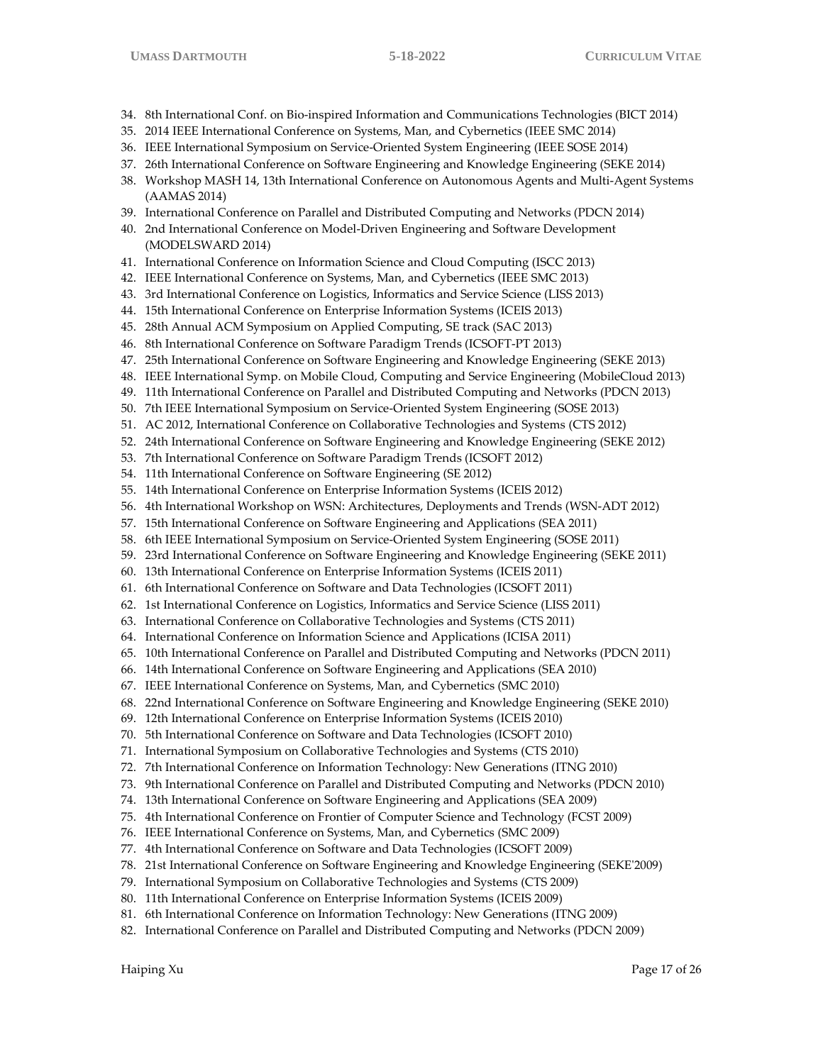34. 8th International Conf. on Bio-inspired Information and Communications Technologies (BICT 2014)
35. 2014 IEEE International Conference on Systems, Man, and Cybernetics (IEEE SMC 2014)
36. IEEE International Symposium on Service-Oriented System Engineering (IEEE SOSE 2014)
37. 26th International Conference on Software Engineering and Knowledge Engineering (SEKE 2014)
38. Workshop MASH 14, 13th International Conference on Autonomous Agents and Multi-Agent Systems (AAMAS 2014)
39. International Conference on Parallel and Distributed Computing and Networks (PDCN 2014)
40. 2nd International Conference on Model-Driven Engineering and Software Development (MODELSWARD 2014)
41. International Conference on Information Science and Cloud Computing (ISCC 2013)
42. IEEE International Conference on Systems, Man, and Cybernetics (IEEE SMC 2013)
43. 3rd International Conference on Logistics, Informatics and Service Science (LISS 2013)
44. 15th International Conference on Enterprise Information Systems (ICEIS 2013)
45. 28th Annual ACM Symposium on Applied Computing, SE track (SAC 2013)
46. 8th International Conference on Software Paradigm Trends (ICSOFT-PT 2013)
47. 25th International Conference on Software Engineering and Knowledge Engineering (SEKE 2013)
48. IEEE International Symp. on Mobile Cloud, Computing and Service Engineering (MobileCloud 2013)
49. 11th International Conference on Parallel and Distributed Computing and Networks (PDCN 2013)
50. 7th IEEE International Symposium on Service-Oriented System Engineering (SOSE 2013)
51. AC 2012, International Conference on Collaborative Technologies and Systems (CTS 2012)
52. 24th International Conference on Software Engineering and Knowledge Engineering (SEKE 2012)
53. 7th International Conference on Software Paradigm Trends (ICSOFT 2012)
54. 11th International Conference on Software Engineering (SE 2012)
55. 14th International Conference on Enterprise Information Systems (ICEIS 2012)
56. 4th International Workshop on WSN: Architectures, Deployments and Trends (WSN-ADT 2012)
57. 15th International Conference on Software Engineering and Applications (SEA 2011)
58. 6th IEEE International Symposium on Service-Oriented System Engineering (SOSE 2011)
59. 23rd International Conference on Software Engineering and Knowledge Engineering (SEKE 2011)
60. 13th International Conference on Enterprise Information Systems (ICEIS 2011)
61. 6th International Conference on Software and Data Technologies (ICSOFT 2011)
62. 1st International Conference on Logistics, Informatics and Service Science (LISS 2011)
63. International Conference on Collaborative Technologies and Systems (CTS 2011)
64. International Conference on Information Science and Applications (ICISA 2011)
65. 10th International Conference on Parallel and Distributed Computing and Networks (PDCN 2011)
66. 14th International Conference on Software Engineering and Applications (SEA 2010)
67. IEEE International Conference on Systems, Man, and Cybernetics (SMC 2010)
68. 22nd International Conference on Software Engineering and Knowledge Engineering (SEKE 2010)
69. 12th International Conference on Enterprise Information Systems (ICEIS 2010)
70. 5th International Conference on Software and Data Technologies (ICSOFT 2010)
71. International Symposium on Collaborative Technologies and Systems (CTS 2010)
72. 7th International Conference on Information Technology: New Generations (ITNG 2010)
73. 9th International Conference on Parallel and Distributed Computing and Networks (PDCN 2010)
74. 13th International Conference on Software Engineering and Applications (SEA 2009)
75. 4th International Conference on Frontier of Computer Science and Technology (FCST 2009)
76. IEEE International Conference on Systems, Man, and Cybernetics (SMC 2009)
77. 4th International Conference on Software and Data Technologies (ICSOFT 2009)
78. 21st International Conference on Software Engineering and Knowledge Engineering (SEKE'2009)
79. International Symposium on Collaborative Technologies and Systems (CTS 2009)
80. 11th International Conference on Enterprise Information Systems (ICEIS 2009)
81. 6th International Conference on Information Technology: New Generations (ITNG 2009)
82. International Conference on Parallel and Distributed Computing and Networks (PDCN 2009)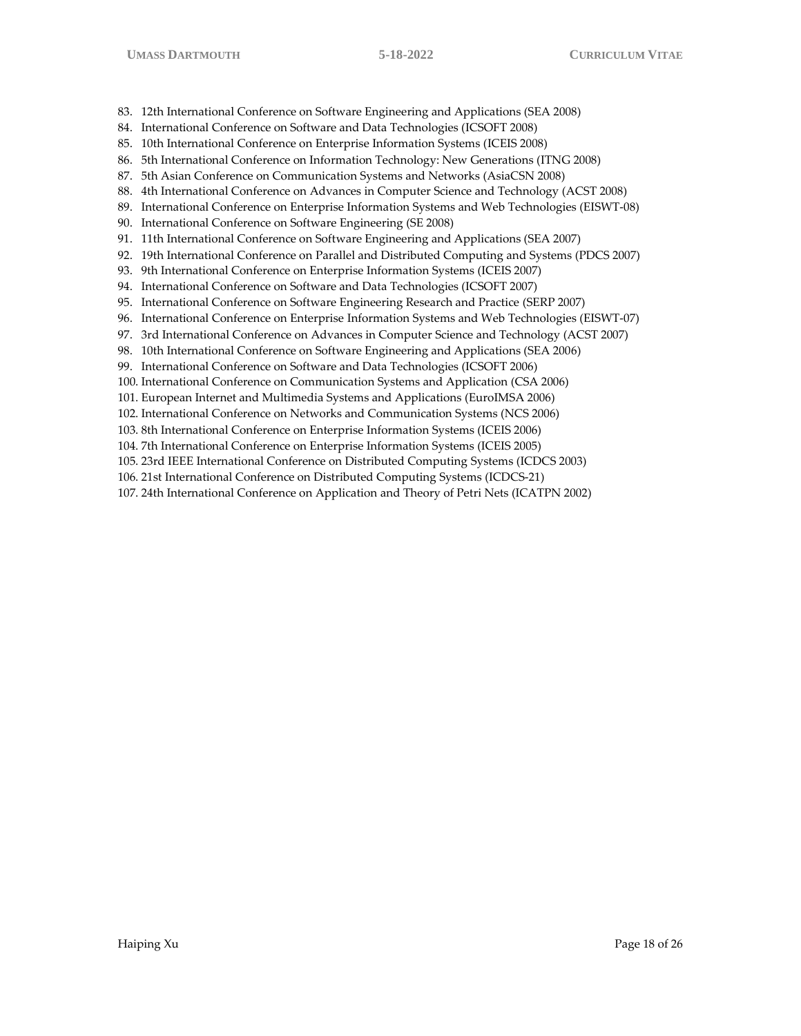83. 12th International Conference on Software Engineering and Applications (SEA 2008)
84. International Conference on Software and Data Technologies (ICSOFT 2008)
85. 10th International Conference on Enterprise Information Systems (ICEIS 2008)
86. 5th International Conference on Information Technology: New Generations (ITNG 2008)
87. 5th Asian Conference on Communication Systems and Networks (AsiaCSN 2008)
88. 4th International Conference on Advances in Computer Science and Technology (ACST 2008)
89. International Conference on Enterprise Information Systems and Web Technologies (EISWT-08)
90. International Conference on Software Engineering (SE 2008)
91. 11th International Conference on Software Engineering and Applications (SEA 2007)
92. 19th International Conference on Parallel and Distributed Computing and Systems (PDCS 2007)
93. 9th International Conference on Enterprise Information Systems (ICEIS 2007)
94. International Conference on Software and Data Technologies (ICSOFT 2007)
95. International Conference on Software Engineering Research and Practice (SERP 2007)
96. International Conference on Enterprise Information Systems and Web Technologies (EISWT-07)
97. 3rd International Conference on Advances in Computer Science and Technology (ACST 2007)
98. 10th International Conference on Software Engineering and Applications (SEA 2006)
99. International Conference on Software and Data Technologies (ICSOFT 2006)
100. International Conference on Communication Systems and Application (CSA 2006)
101. European Internet and Multimedia Systems and Applications (EuroIMSA 2006)
102. International Conference on Networks and Communication Systems (NCS 2006)
103. 8th International Conference on Enterprise Information Systems (ICEIS 2006)
104. 7th International Conference on Enterprise Information Systems (ICEIS 2005)
105. 23rd IEEE International Conference on Distributed Computing Systems (ICDCS 2003)
106. 21st International Conference on Distributed Computing Systems (ICDCS-21)
107. 24th International Conference on Application and Theory of Petri Nets (ICATPN 2002)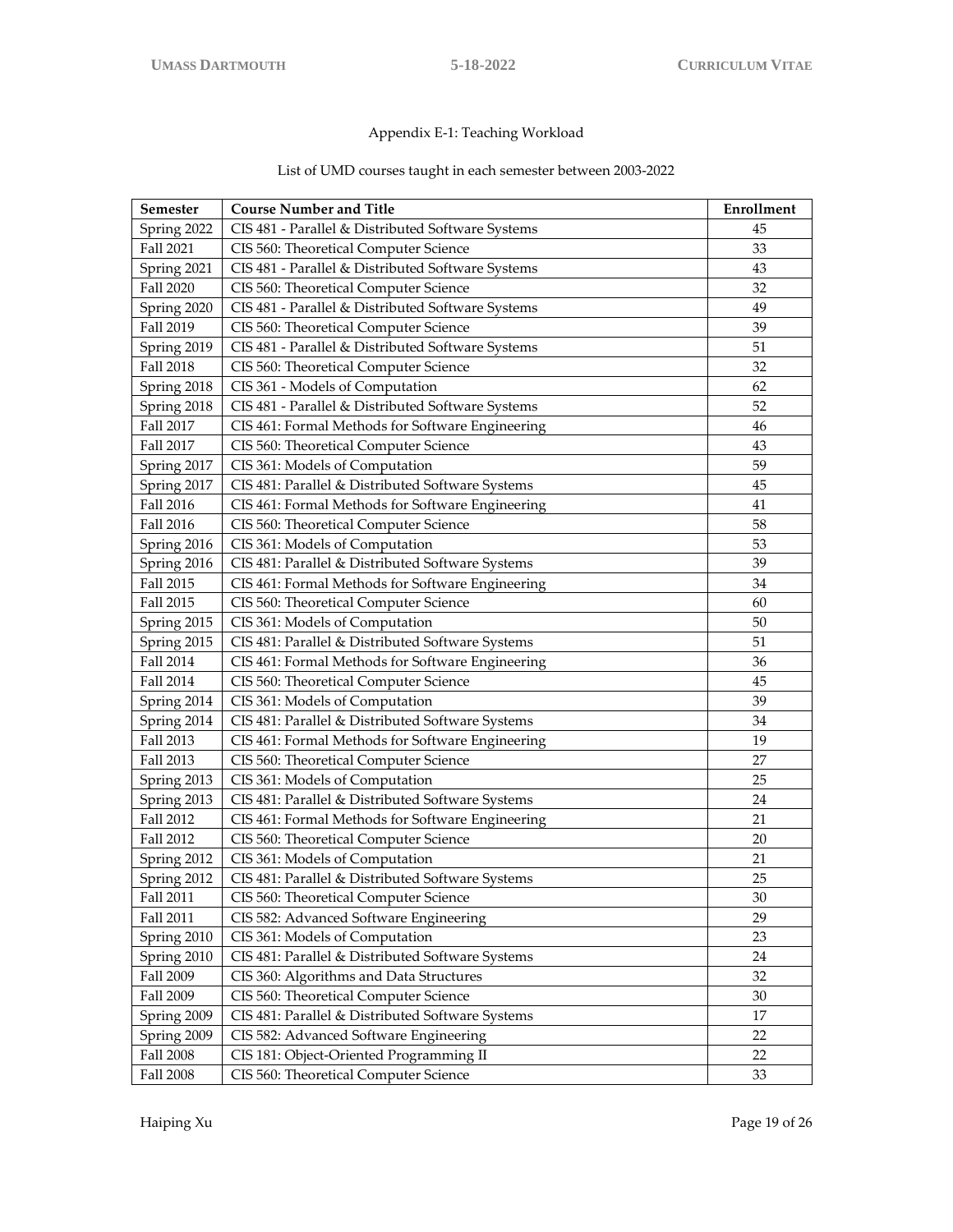Appendix E-1: Teaching Workload

List of UMD courses taught in each semester between 2003-2022

| Semester | Course Number and Title | Enrollment |
|---|---|---|
| Spring 2022 | CIS 481 - Parallel & Distributed Software Systems | 45 |
| Fall 2021 | CIS 560: Theoretical Computer Science | 33 |
| Spring 2021 | CIS 481 - Parallel & Distributed Software Systems | 43 |
| Fall 2020 | CIS 560: Theoretical Computer Science | 32 |
| Spring 2020 | CIS 481 - Parallel & Distributed Software Systems | 49 |
| Fall 2019 | CIS 560: Theoretical Computer Science | 39 |
| Spring 2019 | CIS 481 - Parallel & Distributed Software Systems | 51 |
| Fall 2018 | CIS 560: Theoretical Computer Science | 32 |
| Spring 2018 | CIS 361 - Models of Computation | 62 |
| Spring 2018 | CIS 481 - Parallel & Distributed Software Systems | 52 |
| Fall 2017 | CIS 461: Formal Methods for Software Engineering | 46 |
| Fall 2017 | CIS 560: Theoretical Computer Science | 43 |
| Spring 2017 | CIS 361: Models of Computation | 59 |
| Spring 2017 | CIS 481: Parallel & Distributed Software Systems | 45 |
| Fall 2016 | CIS 461: Formal Methods for Software Engineering | 41 |
| Fall 2016 | CIS 560: Theoretical Computer Science | 58 |
| Spring 2016 | CIS 361: Models of Computation | 53 |
| Spring 2016 | CIS 481: Parallel & Distributed Software Systems | 39 |
| Fall 2015 | CIS 461: Formal Methods for Software Engineering | 34 |
| Fall 2015 | CIS 560: Theoretical Computer Science | 60 |
| Spring 2015 | CIS 361: Models of Computation | 50 |
| Spring 2015 | CIS 481: Parallel & Distributed Software Systems | 51 |
| Fall 2014 | CIS 461: Formal Methods for Software Engineering | 36 |
| Fall 2014 | CIS 560: Theoretical Computer Science | 45 |
| Spring 2014 | CIS 361: Models of Computation | 39 |
| Spring 2014 | CIS 481: Parallel & Distributed Software Systems | 34 |
| Fall 2013 | CIS 461: Formal Methods for Software Engineering | 19 |
| Fall 2013 | CIS 560: Theoretical Computer Science | 27 |
| Spring 2013 | CIS 361: Models of Computation | 25 |
| Spring 2013 | CIS 481: Parallel & Distributed Software Systems | 24 |
| Fall 2012 | CIS 461: Formal Methods for Software Engineering | 21 |
| Fall 2012 | CIS 560: Theoretical Computer Science | 20 |
| Spring 2012 | CIS 361: Models of Computation | 21 |
| Spring 2012 | CIS 481: Parallel & Distributed Software Systems | 25 |
| Fall 2011 | CIS 560: Theoretical Computer Science | 30 |
| Fall 2011 | CIS 582: Advanced Software Engineering | 29 |
| Spring 2010 | CIS 361: Models of Computation | 23 |
| Spring 2010 | CIS 481: Parallel & Distributed Software Systems | 24 |
| Fall 2009 | CIS 360: Algorithms and Data Structures | 32 |
| Fall 2009 | CIS 560: Theoretical Computer Science | 30 |
| Spring 2009 | CIS 481: Parallel & Distributed Software Systems | 17 |
| Spring 2009 | CIS 582: Advanced Software Engineering | 22 |
| Fall 2008 | CIS 181: Object-Oriented Programming II | 22 |
| Fall 2008 | CIS 560: Theoretical Computer Science | 33 |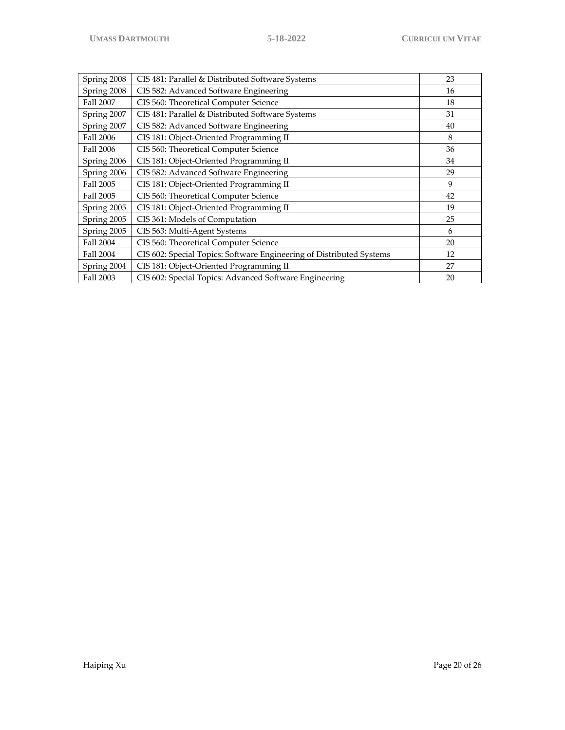| | | |
|---|---|---|
| Spring 2008 | CIS 481: Parallel & Distributed Software Systems | 23 |
| Spring 2008 | CIS 582: Advanced Software Engineering | 16 |
| Fall 2007 | CIS 560: Theoretical Computer Science | 18 |
| Spring 2007 | CIS 481: Parallel & Distributed Software Systems | 31 |
| Spring 2007 | CIS 582: Advanced Software Engineering | 40 |
| Fall 2006 | CIS 181: Object-Oriented Programming II | 8 |
| Fall 2006 | CIS 560: Theoretical Computer Science | 36 |
| Spring 2006 | CIS 181: Object-Oriented Programming II | 34 |
| Spring 2006 | CIS 582: Advanced Software Engineering | 29 |
| Fall 2005 | CIS 181: Object-Oriented Programming II | 9 |
| Fall 2005 | CIS 560: Theoretical Computer Science | 42 |
| Spring 2005 | CIS 181: Object-Oriented Programming II | 19 |
| Spring 2005 | CIS 361: Models of Computation | 25 |
| Spring 2005 | CIS 563: Multi-Agent Systems | 6 |
| Fall 2004 | CIS 560: Theoretical Computer Science | 20 |
| Fall 2004 | CIS 602: Special Topics: Software Engineering of Distributed Systems | 12 |
| Spring 2004 | CIS 181: Object-Oriented Programming II | 27 |
| Fall 2003 | CIS 602: Special Topics: Advanced Software Engineering | 20 |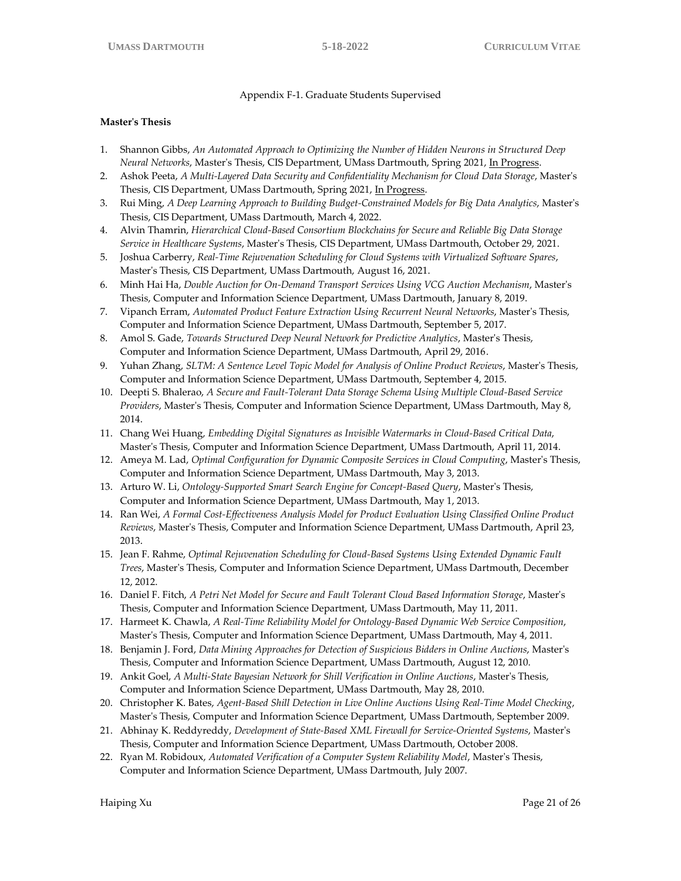Appendix F-1. Graduate Students Supervised

**Master's Thesis**

1. Shannon Gibbs, *An Automated Approach to Optimizing the Number of Hidden Neurons in Structured Deep Neural Networks*, Master's Thesis, CIS Department, UMass Dartmouth, Spring 2021, In Progress.
2. Ashok Peeta, *A Multi-Layered Data Security and Confidentiality Mechanism for Cloud Data Storage*, Master's Thesis, CIS Department, UMass Dartmouth, Spring 2021, In Progress.
3. Rui Ming, *A Deep Learning Approach to Building Budget-Constrained Models for Big Data Analytics*, Master's Thesis, CIS Department, UMass Dartmouth, March 4, 2022.
4. Alvin Thamrin, *Hierarchical Cloud-Based Consortium Blockchains for Secure and Reliable Big Data Storage Service in Healthcare Systems*, Master's Thesis, CIS Department, UMass Dartmouth, October 29, 2021.
5. Joshua Carberry, *Real-Time Rejuvenation Scheduling for Cloud Systems with Virtualized Software Spares*, Master's Thesis, CIS Department, UMass Dartmouth, August 16, 2021.
6. Minh Hai Ha, *Double Auction for On-Demand Transport Services Using VCG Auction Mechanism*, Master's Thesis, Computer and Information Science Department, UMass Dartmouth, January 8, 2019.
7. Vipanch Erram, *Automated Product Feature Extraction Using Recurrent Neural Networks*, Master's Thesis, Computer and Information Science Department, UMass Dartmouth, September 5, 2017.
8. Amol S. Gade, *Towards Structured Deep Neural Network for Predictive Analytics*, Master's Thesis, Computer and Information Science Department, UMass Dartmouth, April 29, 2016.
9. Yuhan Zhang, *SLTM: A Sentence Level Topic Model for Analysis of Online Product Reviews*, Master's Thesis, Computer and Information Science Department, UMass Dartmouth, September 4, 2015.
10. Deepti S. Bhalerao, *A Secure and Fault-Tolerant Data Storage Schema Using Multiple Cloud-Based Service Providers*, Master's Thesis, Computer and Information Science Department, UMass Dartmouth, May 8, 2014.
11. Chang Wei Huang, *Embedding Digital Signatures as Invisible Watermarks in Cloud-Based Critical Data*, Master's Thesis, Computer and Information Science Department, UMass Dartmouth, April 11, 2014.
12. Ameya M. Lad, *Optimal Configuration for Dynamic Composite Services in Cloud Computing*, Master's Thesis, Computer and Information Science Department, UMass Dartmouth, May 3, 2013.
13. Arturo W. Li, *Ontology-Supported Smart Search Engine for Concept-Based Query*, Master's Thesis, Computer and Information Science Department, UMass Dartmouth, May 1, 2013.
14. Ran Wei, *A Formal Cost-Effectiveness Analysis Model for Product Evaluation Using Classified Online Product Reviews*, Master's Thesis, Computer and Information Science Department, UMass Dartmouth, April 23, 2013.
15. Jean F. Rahme, *Optimal Rejuvenation Scheduling for Cloud-Based Systems Using Extended Dynamic Fault Trees*, Master's Thesis, Computer and Information Science Department, UMass Dartmouth, December 12, 2012.
16. Daniel F. Fitch, *A Petri Net Model for Secure and Fault Tolerant Cloud Based Information Storage*, Master's Thesis, Computer and Information Science Department, UMass Dartmouth, May 11, 2011.
17. Harmeet K. Chawla, *A Real-Time Reliability Model for Ontology-Based Dynamic Web Service Composition*, Master's Thesis, Computer and Information Science Department, UMass Dartmouth, May 4, 2011.
18. Benjamin J. Ford, *Data Mining Approaches for Detection of Suspicious Bidders in Online Auctions*, Master's Thesis, Computer and Information Science Department, UMass Dartmouth, August 12, 2010.
19. Ankit Goel, *A Multi-State Bayesian Network for Shill Verification in Online Auctions*, Master's Thesis, Computer and Information Science Department, UMass Dartmouth, May 28, 2010.
20. Christopher K. Bates, *Agent-Based Shill Detection in Live Online Auctions Using Real-Time Model Checking*, Master's Thesis, Computer and Information Science Department, UMass Dartmouth, September 2009.
21. Abhinay K. Reddyreddy, *Development of State-Based XML Firewall for Service-Oriented Systems*, Master's Thesis, Computer and Information Science Department, UMass Dartmouth, October 2008.
22. Ryan M. Robidoux, *Automated Verification of a Computer System Reliability Model*, Master's Thesis, Computer and Information Science Department, UMass Dartmouth, July 2007.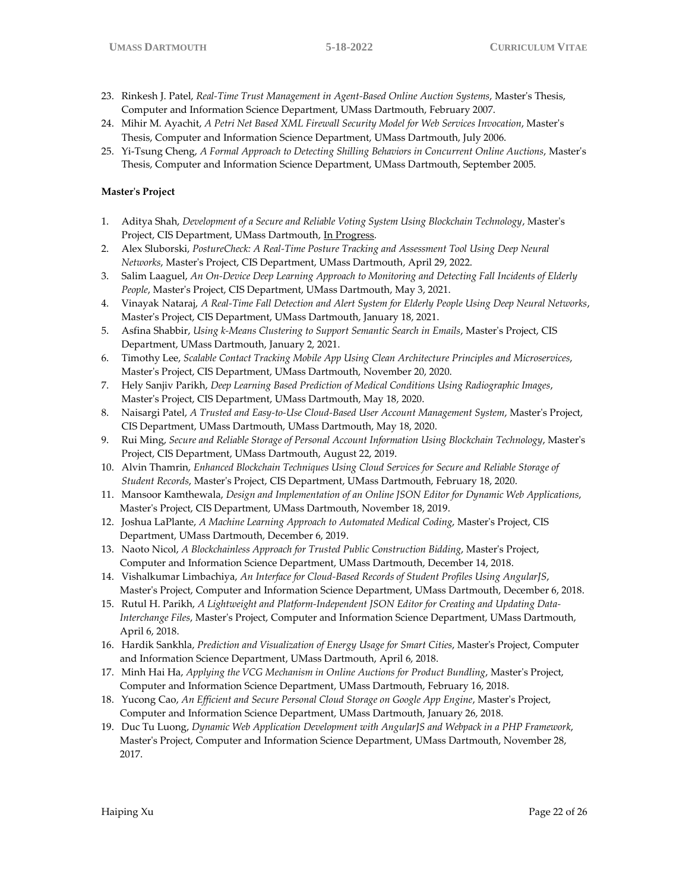23. Rinkesh J. Patel, *Real-Time Trust Management in Agent-Based Online Auction Systems*, Master's Thesis, Computer and Information Science Department, UMass Dartmouth, February 2007.
24. Mihir M. Ayachit, *A Petri Net Based XML Firewall Security Model for Web Services Invocation*, Master's Thesis, Computer and Information Science Department, UMass Dartmouth, July 2006.
25. Yi-Tsung Cheng, *A Formal Approach to Detecting Shilling Behaviors in Concurrent Online Auctions*, Master's Thesis, Computer and Information Science Department, UMass Dartmouth, September 2005.

**Master's Project**

1. Aditya Shah, *Development of a Secure and Reliable Voting System Using Blockchain Technology*, Master's Project, CIS Department, UMass Dartmouth, <u>In Progress</u>.
2. Alex Sluborski, *PostureCheck: A Real-Time Posture Tracking and Assessment Tool Using Deep Neural Networks*, Master's Project, CIS Department, UMass Dartmouth, April 29, 2022.
3. Salim Laaguel, *An On-Device Deep Learning Approach to Monitoring and Detecting Fall Incidents of Elderly People*, Master's Project, CIS Department, UMass Dartmouth, May 3, 2021.
4. Vinayak Nataraj, *A Real-Time Fall Detection and Alert System for Elderly People Using Deep Neural Networks*, Master's Project, CIS Department, UMass Dartmouth, January 18, 2021.
5. Asfina Shabbir, *Using k-Means Clustering to Support Semantic Search in Emails*, Master's Project, CIS Department, UMass Dartmouth, January 2, 2021.
6. Timothy Lee, *Scalable Contact Tracking Mobile App Using Clean Architecture Principles and Microservices*, Master's Project, CIS Department, UMass Dartmouth, November 20, 2020.
7. Hely Sanjiv Parikh, *Deep Learning Based Prediction of Medical Conditions Using Radiographic Images*, Master's Project, CIS Department, UMass Dartmouth, May 18, 2020.
8. Naisargi Patel, *A Trusted and Easy-to-Use Cloud-Based User Account Management System*, Master's Project, CIS Department, UMass Dartmouth, UMass Dartmouth, May 18, 2020.
9. Rui Ming, *Secure and Reliable Storage of Personal Account Information Using Blockchain Technology*, Master's Project, CIS Department, UMass Dartmouth, August 22, 2019.
10. Alvin Thamrin, *Enhanced Blockchain Techniques Using Cloud Services for Secure and Reliable Storage of Student Records*, Master's Project, CIS Department, UMass Dartmouth, February 18, 2020.
11. Mansoor Kamthewala, *Design and Implementation of an Online JSON Editor for Dynamic Web Applications*, Master's Project, CIS Department, UMass Dartmouth, November 18, 2019.
12. Joshua LaPlante, *A Machine Learning Approach to Automated Medical Coding*, Master's Project, CIS Department, UMass Dartmouth, December 6, 2019.
13. Naoto Nicol, *A Blockchainless Approach for Trusted Public Construction Bidding*, Master's Project, Computer and Information Science Department, UMass Dartmouth, December 14, 2018.
14. Vishalkumar Limbachiya, *An Interface for Cloud-Based Records of Student Profiles Using AngularJS*, Master's Project, Computer and Information Science Department, UMass Dartmouth, December 6, 2018.
15. Rutul H. Parikh, *A Lightweight and Platform-Independent JSON Editor for Creating and Updating Data-Interchange Files*, Master's Project, Computer and Information Science Department, UMass Dartmouth, April 6, 2018.
16. Hardik Sankhla, *Prediction and Visualization of Energy Usage for Smart Cities*, Master's Project, Computer and Information Science Department, UMass Dartmouth, April 6, 2018.
17. Minh Hai Ha, *Applying the VCG Mechanism in Online Auctions for Product Bundling*, Master's Project, Computer and Information Science Department, UMass Dartmouth, February 16, 2018.
18. Yucong Cao, *An Efficient and Secure Personal Cloud Storage on Google App Engine*, Master's Project, Computer and Information Science Department, UMass Dartmouth, January 26, 2018.
19. Duc Tu Luong, *Dynamic Web Application Development with AngularJS and Webpack in a PHP Framework*, Master's Project, Computer and Information Science Department, UMass Dartmouth, November 28, 2017.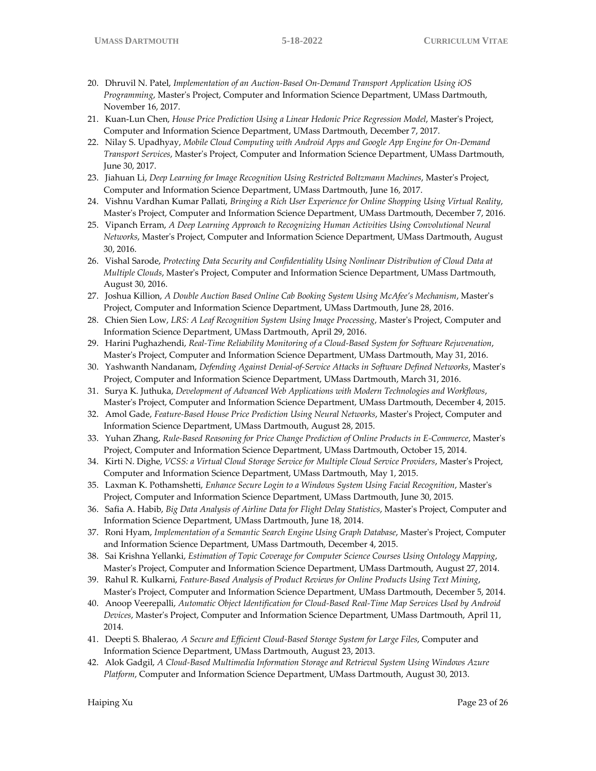20. Dhruvil N. Patel, *Implementation of an Auction-Based On-Demand Transport Application Using iOS Programming*, Master's Project, Computer and Information Science Department, UMass Dartmouth, November 16, 2017.
21. Kuan-Lun Chen, *House Price Prediction Using a Linear Hedonic Price Regression Model*, Master's Project, Computer and Information Science Department, UMass Dartmouth, December 7, 2017.
22. Nilay S. Upadhyay, *Mobile Cloud Computing with Android Apps and Google App Engine for On-Demand Transport Services*, Master's Project, Computer and Information Science Department, UMass Dartmouth, June 30, 2017.
23. Jiahuan Li, *Deep Learning for Image Recognition Using Restricted Boltzmann Machines*, Master's Project, Computer and Information Science Department, UMass Dartmouth, June 16, 2017.
24. Vishnu Vardhan Kumar Pallati, *Bringing a Rich User Experience for Online Shopping Using Virtual Reality*, Master's Project, Computer and Information Science Department, UMass Dartmouth, December 7, 2016.
25. Vipanch Erram, *A Deep Learning Approach to Recognizing Human Activities Using Convolutional Neural Networks*, Master's Project, Computer and Information Science Department, UMass Dartmouth, August 30, 2016.
26. Vishal Sarode, *Protecting Data Security and Confidentiality Using Nonlinear Distribution of Cloud Data at Multiple Clouds*, Master's Project, Computer and Information Science Department, UMass Dartmouth, August 30, 2016.
27. Joshua Killion, *A Double Auction Based Online Cab Booking System Using McAfee's Mechanism*, Master's Project, Computer and Information Science Department, UMass Dartmouth, June 28, 2016.
28. Chien Sien Low, *LRS: A Leaf Recognition System Using Image Processing*, Master's Project, Computer and Information Science Department, UMass Dartmouth, April 29, 2016.
29. Harini Pughazhendi, *Real-Time Reliability Monitoring of a Cloud-Based System for Software Rejuvenation*, Master's Project, Computer and Information Science Department, UMass Dartmouth, May 31, 2016.
30. Yashwanth Nandanam, *Defending Against Denial-of-Service Attacks in Software Defined Networks*, Master's Project, Computer and Information Science Department, UMass Dartmouth, March 31, 2016.
31. Surya K. Juthuka, *Development of Advanced Web Applications with Modern Technologies and Workflows*, Master's Project, Computer and Information Science Department, UMass Dartmouth, December 4, 2015.
32. Amol Gade, *Feature-Based House Price Prediction Using Neural Networks*, Master's Project, Computer and Information Science Department, UMass Dartmouth, August 28, 2015.
33. Yuhan Zhang, *Rule-Based Reasoning for Price Change Prediction of Online Products in E-Commerce*, Master's Project, Computer and Information Science Department, UMass Dartmouth, October 15, 2014.
34. Kirti N. Dighe, *VCSS: a Virtual Cloud Storage Service for Multiple Cloud Service Providers*, Master's Project, Computer and Information Science Department, UMass Dartmouth, May 1, 2015.
35. Laxman K. Pothamshetti, *Enhance Secure Login to a Windows System Using Facial Recognition*, Master's Project, Computer and Information Science Department, UMass Dartmouth, June 30, 2015.
36. Safia A. Habib, *Big Data Analysis of Airline Data for Flight Delay Statistics*, Master's Project, Computer and Information Science Department, UMass Dartmouth, June 18, 2014.
37. Roni Hyam, *Implementation of a Semantic Search Engine Using Graph Database*, Master's Project, Computer and Information Science Department, UMass Dartmouth, December 4, 2015.
38. Sai Krishna Yellanki, *Estimation of Topic Coverage for Computer Science Courses Using Ontology Mapping*, Master's Project, Computer and Information Science Department, UMass Dartmouth, August 27, 2014.
39. Rahul R. Kulkarni, *Feature-Based Analysis of Product Reviews for Online Products Using Text Mining*, Master's Project, Computer and Information Science Department, UMass Dartmouth, December 5, 2014.
40. Anoop Veerepalli, *Automatic Object Identification for Cloud-Based Real-Time Map Services Used by Android Devices*, Master's Project, Computer and Information Science Department, UMass Dartmouth, April 11, 2014.
41. Deepti S. Bhalerao, *A Secure and Efficient Cloud-Based Storage System for Large Files*, Computer and Information Science Department, UMass Dartmouth, August 23, 2013.
42. Alok Gadgil, *A Cloud-Based Multimedia Information Storage and Retrieval System Using Windows Azure Platform*, Computer and Information Science Department, UMass Dartmouth, August 30, 2013.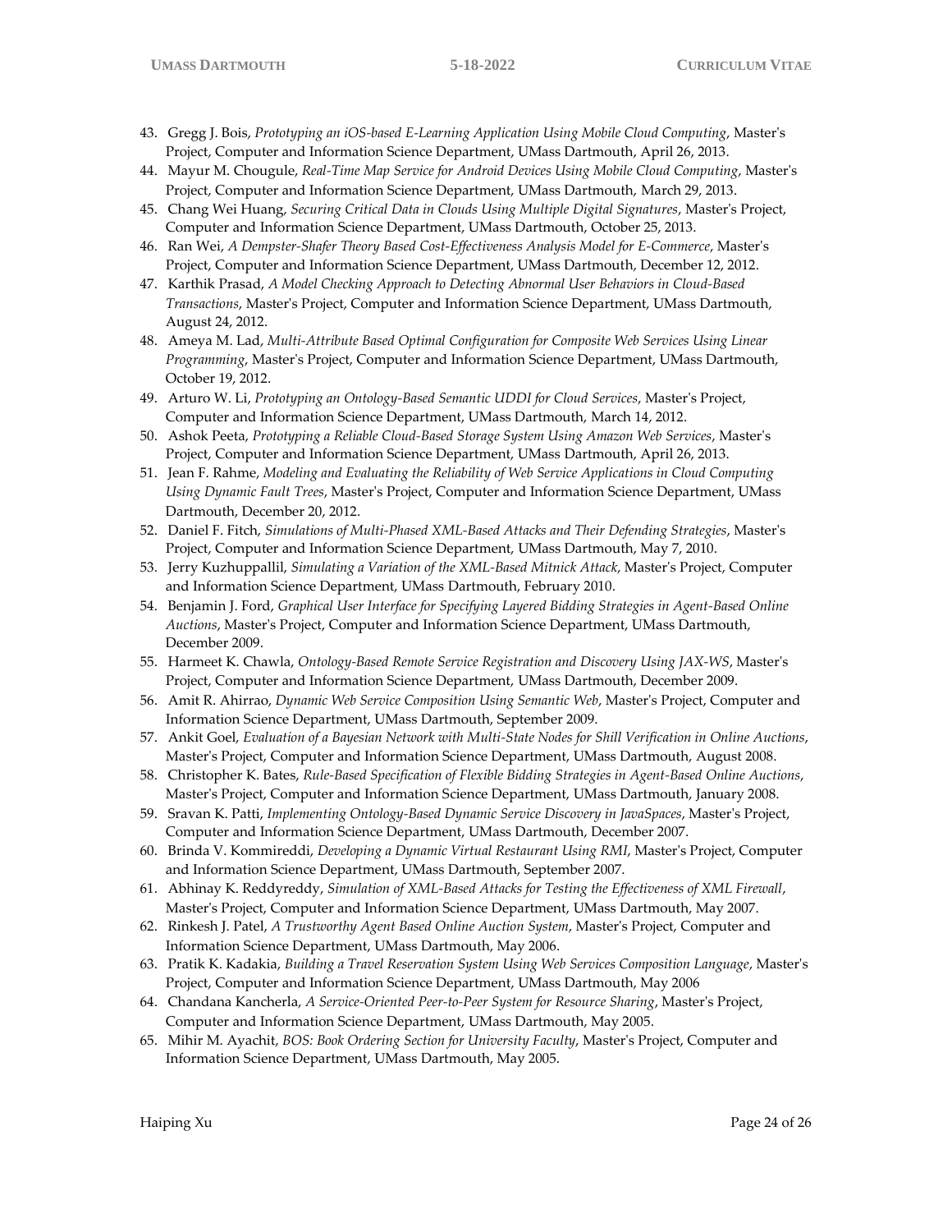43. Gregg J. Bois, *Prototyping an iOS-based E-Learning Application Using Mobile Cloud Computing*, Master's Project, Computer and Information Science Department, UMass Dartmouth, April 26, 2013.
44. Mayur M. Chougule, *Real-Time Map Service for Android Devices Using Mobile Cloud Computing*, Master's Project, Computer and Information Science Department, UMass Dartmouth, March 29, 2013.
45. Chang Wei Huang, *Securing Critical Data in Clouds Using Multiple Digital Signatures*, Master's Project, Computer and Information Science Department, UMass Dartmouth, October 25, 2013.
46. Ran Wei, *A Dempster-Shafer Theory Based Cost-Effectiveness Analysis Model for E-Commerce*, Master's Project, Computer and Information Science Department, UMass Dartmouth, December 12, 2012.
47. Karthik Prasad, *A Model Checking Approach to Detecting Abnormal User Behaviors in Cloud-Based Transactions*, Master's Project, Computer and Information Science Department, UMass Dartmouth, August 24, 2012.
48. Ameya M. Lad, *Multi-Attribute Based Optimal Configuration for Composite Web Services Using Linear Programming*, Master's Project, Computer and Information Science Department, UMass Dartmouth, October 19, 2012.
49. Arturo W. Li, *Prototyping an Ontology-Based Semantic UDDI for Cloud Services*, Master's Project, Computer and Information Science Department, UMass Dartmouth, March 14, 2012.
50. Ashok Peeta, *Prototyping a Reliable Cloud-Based Storage System Using Amazon Web Services*, Master's Project, Computer and Information Science Department, UMass Dartmouth, April 26, 2013.
51. Jean F. Rahme, *Modeling and Evaluating the Reliability of Web Service Applications in Cloud Computing Using Dynamic Fault Trees*, Master's Project, Computer and Information Science Department, UMass Dartmouth, December 20, 2012.
52. Daniel F. Fitch, *Simulations of Multi-Phased XML-Based Attacks and Their Defending Strategies*, Master's Project, Computer and Information Science Department, UMass Dartmouth, May 7, 2010.
53. Jerry Kuzhuppallil, *Simulating a Variation of the XML-Based Mitnick Attack*, Master's Project, Computer and Information Science Department, UMass Dartmouth, February 2010.
54. Benjamin J. Ford, *Graphical User Interface for Specifying Layered Bidding Strategies in Agent-Based Online Auctions*, Master's Project, Computer and Information Science Department, UMass Dartmouth, December 2009.
55. Harmeet K. Chawla, *Ontology-Based Remote Service Registration and Discovery Using JAX-WS*, Master's Project, Computer and Information Science Department, UMass Dartmouth, December 2009.
56. Amit R. Ahirrao, *Dynamic Web Service Composition Using Semantic Web*, Master's Project, Computer and Information Science Department, UMass Dartmouth, September 2009.
57. Ankit Goel, *Evaluation of a Bayesian Network with Multi-State Nodes for Shill Verification in Online Auctions*, Master's Project, Computer and Information Science Department, UMass Dartmouth, August 2008.
58. Christopher K. Bates, *Rule-Based Specification of Flexible Bidding Strategies in Agent-Based Online Auctions*, Master's Project, Computer and Information Science Department, UMass Dartmouth, January 2008.
59. Sravan K. Patti, *Implementing Ontology-Based Dynamic Service Discovery in JavaSpaces*, Master's Project, Computer and Information Science Department, UMass Dartmouth, December 2007.
60. Brinda V. Kommireddi, *Developing a Dynamic Virtual Restaurant Using RMI*, Master's Project, Computer and Information Science Department, UMass Dartmouth, September 2007.
61. Abhinay K. Reddyreddy, *Simulation of XML-Based Attacks for Testing the Effectiveness of XML Firewall*, Master's Project, Computer and Information Science Department, UMass Dartmouth, May 2007.
62. Rinkesh J. Patel, *A Trustworthy Agent Based Online Auction System*, Master's Project, Computer and Information Science Department, UMass Dartmouth, May 2006.
63. Pratik K. Kadakia, *Building a Travel Reservation System Using Web Services Composition Language*, Master's Project, Computer and Information Science Department, UMass Dartmouth, May 2006
64. Chandana Kancherla, *A Service-Oriented Peer-to-Peer System for Resource Sharing*, Master's Project, Computer and Information Science Department, UMass Dartmouth, May 2005.
65. Mihir M. Ayachit, *BOS: Book Ordering Section for University Faculty*, Master's Project, Computer and Information Science Department, UMass Dartmouth, May 2005.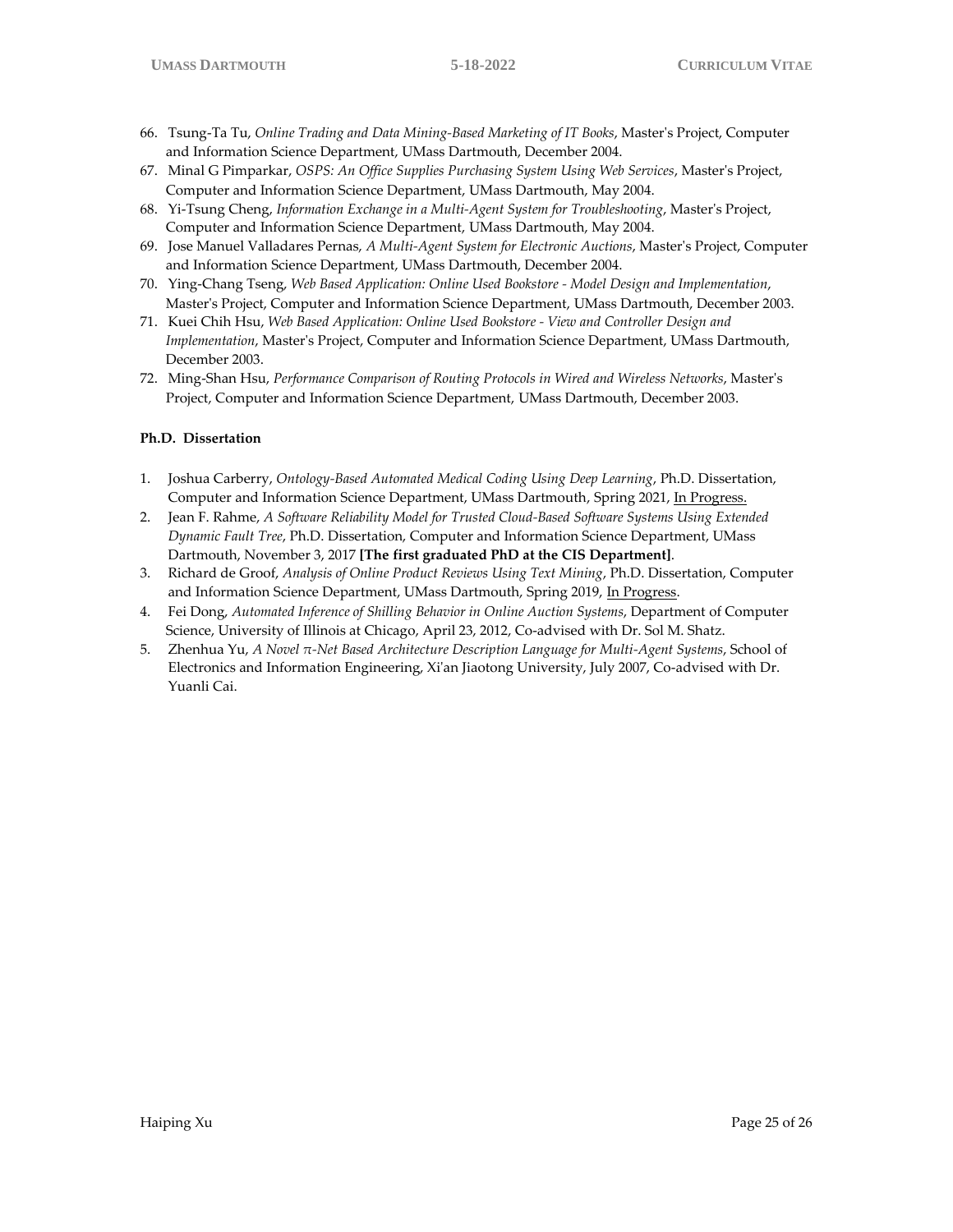66. Tsung-Ta Tu, *Online Trading and Data Mining-Based Marketing of IT Books*, Master's Project, Computer and Information Science Department, UMass Dartmouth, December 2004.
67. Minal G Pimparkar, *OSPS: An Office Supplies Purchasing System Using Web Services*, Master's Project, Computer and Information Science Department, UMass Dartmouth, May 2004.
68. Yi-Tsung Cheng, *Information Exchange in a Multi-Agent System for Troubleshooting*, Master's Project, Computer and Information Science Department, UMass Dartmouth, May 2004.
69. Jose Manuel Valladares Pernas, *A Multi-Agent System for Electronic Auctions*, Master's Project, Computer and Information Science Department, UMass Dartmouth, December 2004.
70. Ying-Chang Tseng, *Web Based Application: Online Used Bookstore - Model Design and Implementation*, Master's Project, Computer and Information Science Department, UMass Dartmouth, December 2003.
71. Kuei Chih Hsu, *Web Based Application: Online Used Bookstore - View and Controller Design and Implementation*, Master's Project, Computer and Information Science Department, UMass Dartmouth, December 2003.
72. Ming-Shan Hsu, *Performance Comparison of Routing Protocols in Wired and Wireless Networks*, Master's Project, Computer and Information Science Department, UMass Dartmouth, December 2003.

**Ph.D. Dissertation**

1. Joshua Carberry, *Ontology-Based Automated Medical Coding Using Deep Learning*, Ph.D. Dissertation, Computer and Information Science Department, UMass Dartmouth, Spring 2021, In Progress.
2. Jean F. Rahme, *A Software Reliability Model for Trusted Cloud-Based Software Systems Using Extended Dynamic Fault Tree*, Ph.D. Dissertation, Computer and Information Science Department, UMass Dartmouth, November 3, 2017 **[The first graduated PhD at the CIS Department]**.
3. Richard de Groof, *Analysis of Online Product Reviews Using Text Mining*, Ph.D. Dissertation, Computer and Information Science Department, UMass Dartmouth, Spring 2019, In Progress.
4. Fei Dong, *Automated Inference of Shilling Behavior in Online Auction Systems*, Department of Computer Science, University of Illinois at Chicago, April 23, 2012, Co-advised with Dr. Sol M. Shatz.
5. Zhenhua Yu, *A Novel π-Net Based Architecture Description Language for Multi-Agent Systems*, School of Electronics and Information Engineering, Xi'an Jiaotong University, July 2007, Co-advised with Dr. Yuanli Cai.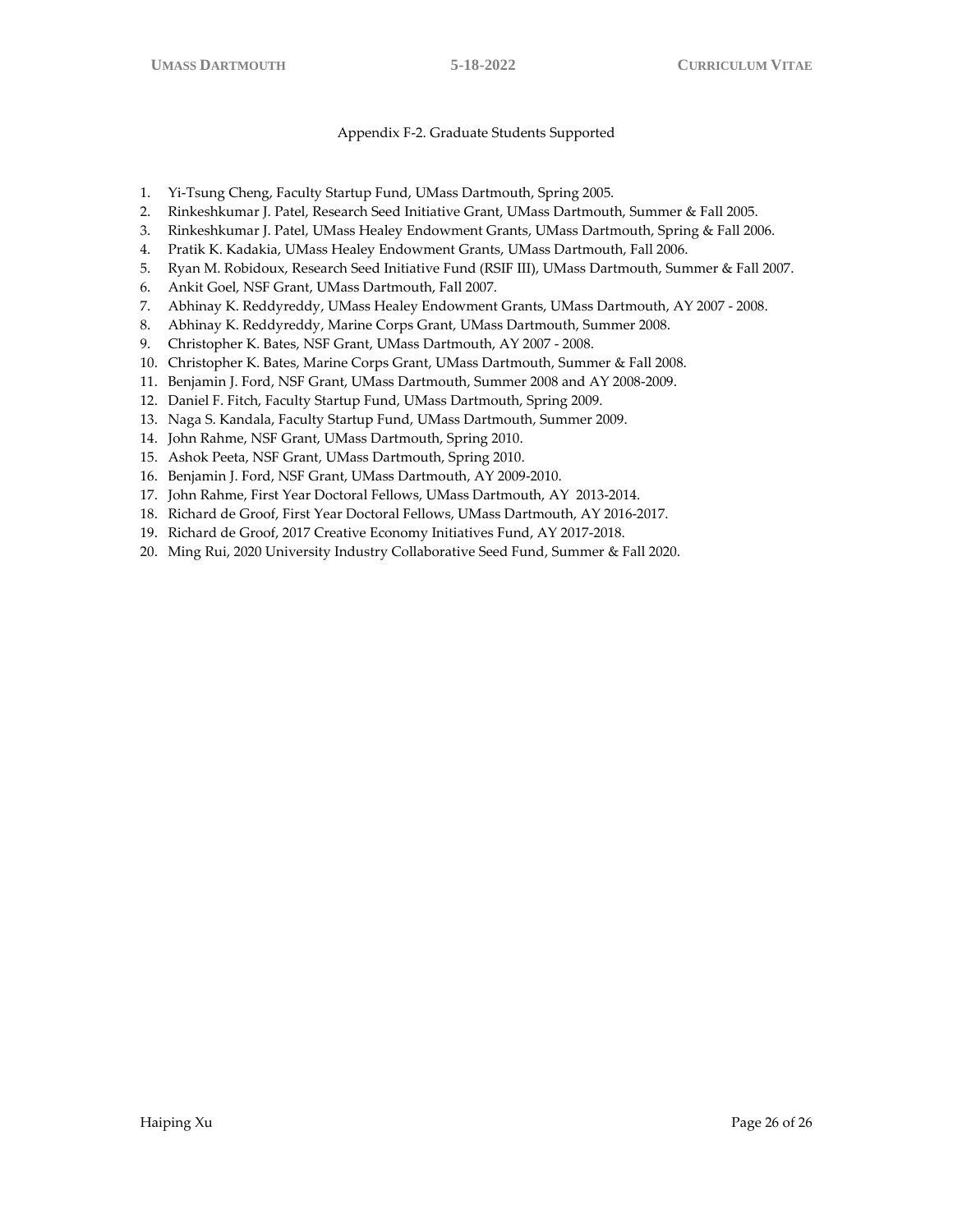Appendix F-2. Graduate Students Supported

1. Yi-Tsung Cheng, Faculty Startup Fund, UMass Dartmouth, Spring 2005.
2. Rinkeshkumar J. Patel, Research Seed Initiative Grant, UMass Dartmouth, Summer & Fall 2005.
3. Rinkeshkumar J. Patel, UMass Healey Endowment Grants, UMass Dartmouth, Spring & Fall 2006.
4. Pratik K. Kadakia, UMass Healey Endowment Grants, UMass Dartmouth, Fall 2006.
5. Ryan M. Robidoux, Research Seed Initiative Fund (RSIF III), UMass Dartmouth, Summer & Fall 2007.
6. Ankit Goel, NSF Grant, UMass Dartmouth, Fall 2007.
7. Abhinay K. Reddyreddy, UMass Healey Endowment Grants, UMass Dartmouth, AY 2007 - 2008.
8. Abhinay K. Reddyreddy, Marine Corps Grant, UMass Dartmouth, Summer 2008.
9. Christopher K. Bates, NSF Grant, UMass Dartmouth, AY 2007 - 2008.
10. Christopher K. Bates, Marine Corps Grant, UMass Dartmouth, Summer & Fall 2008.
11. Benjamin J. Ford, NSF Grant, UMass Dartmouth, Summer 2008 and AY 2008-2009.
12. Daniel F. Fitch, Faculty Startup Fund, UMass Dartmouth, Spring 2009.
13. Naga S. Kandala, Faculty Startup Fund, UMass Dartmouth, Summer 2009.
14. John Rahme, NSF Grant, UMass Dartmouth, Spring 2010.
15. Ashok Peeta, NSF Grant, UMass Dartmouth, Spring 2010.
16. Benjamin J. Ford, NSF Grant, UMass Dartmouth, AY 2009-2010.
17. John Rahme, First Year Doctoral Fellows, UMass Dartmouth, AY 2013-2014.
18. Richard de Groof, First Year Doctoral Fellows, UMass Dartmouth, AY 2016-2017.
19. Richard de Groof, 2017 Creative Economy Initiatives Fund, AY 2017-2018.
20. Ming Rui, 2020 University Industry Collaborative Seed Fund, Summer & Fall 2020.